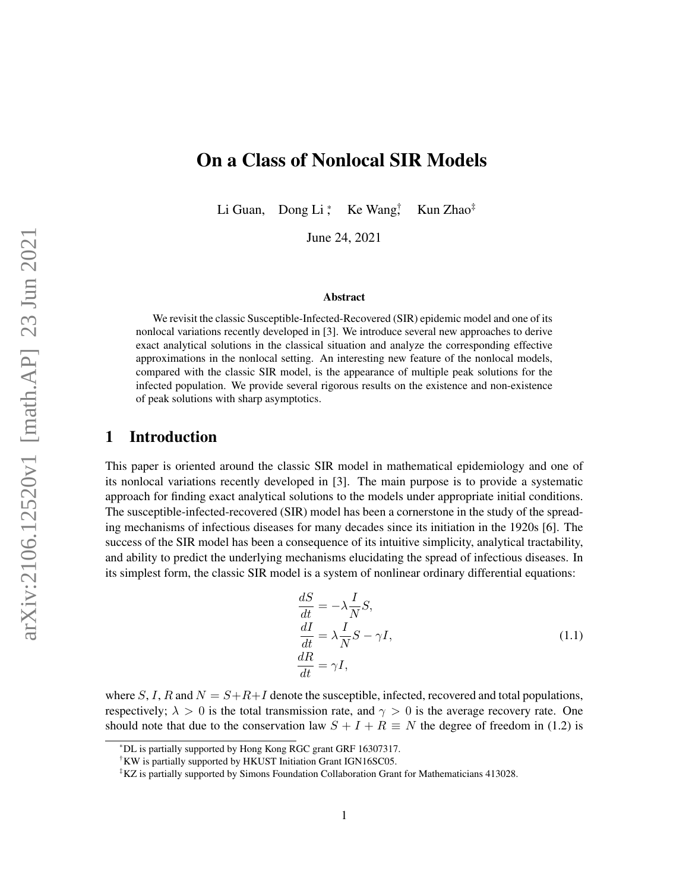# On a Class of Nonlocal SIR Models

Li Guan, Dong Li [*], Ke Wang [†], Kun Zhao [‡]

June 24, 2021

### Abstract

We revisit the classic Susceptible-Infected-Recovered (SIR) epidemic model and one of its nonlocal variations recently developed in [3]. We introduce several new approaches to derive exact analytical solutions in the classical situation and analyze the corresponding effective approximations in the nonlocal setting. An interesting new feature of the nonlocal models, compared with the classic SIR model, is the appearance of multiple peak solutions for the infected population. We provide several rigorous results on the existence and non-existence of peak solutions with sharp asymptotics.

## 1 Introduction

This paper is oriented around the classic SIR model in mathematical epidemiology and one of its nonlocal variations recently developed in [3]. The main purpose is to provide a systematic approach for finding exact analytical solutions to the models under appropriate initial conditions. The susceptible-infected-recovered (SIR) model has been a cornerstone in the study of the spreading mechanisms of infectious diseases for many decades since its initiation in the 1920s [6]. The success of the SIR model has been a consequence of its intuitive simplicity, analytical tractability, and ability to predict the underlying mechanisms elucidating the spread of infectious diseases. In its simplest form, the classic SIR model is a system of nonlinear ordinary differential equations:

$$
\begin{aligned}
\frac{dS}{dt} &= -\lambda \frac{I}{N} S, \\
\frac{dI}{dt} &= \lambda \frac{I}{N} S - \gamma I, \\
\frac{dR}{dt} &= \gamma I,
\end{aligned}
\tag{1.1}
$$

where $S, I, R$ and $N = S + R + I$ denote the susceptible, infected, recovered and total populations, respectively; $\lambda > 0$ is the total transmission rate, and $\gamma > 0$ is the average recovery rate. One should note that due to the conservation law $S + I + R \equiv N$ the degree of freedom in (1.2) is

---

[*] DL is partially supported by Hong Kong RGC grant GRF 16307317.

[†] KW is partially supported by HKUST Initiation Grant IGN16SC05.

[‡] KZ is partially supported by Simons Foundation Collaboration Grant for Mathematicians 413028.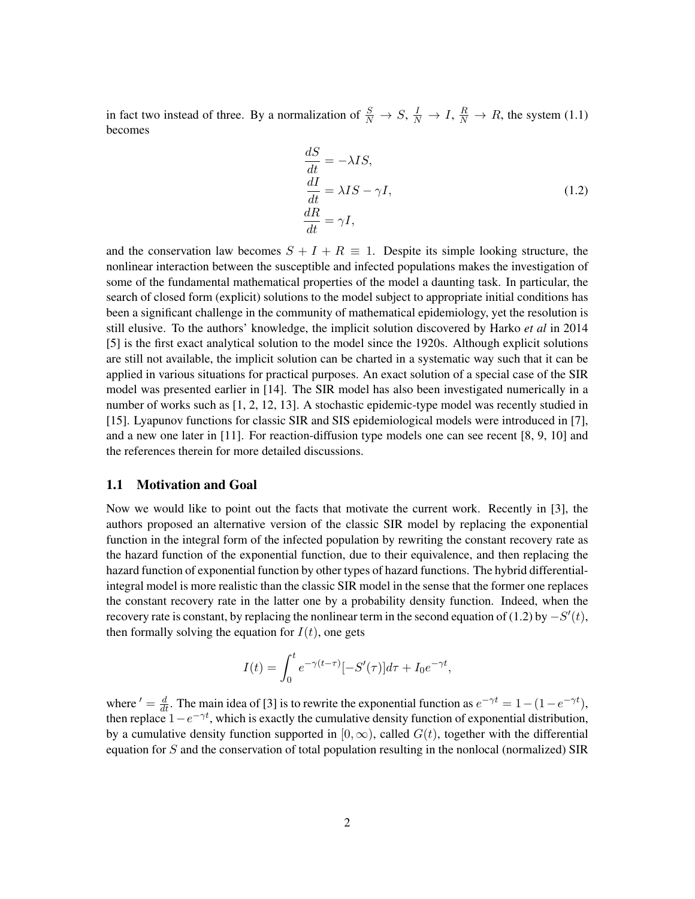in fact two instead of three. By a normalization of $\frac{S}{N} \to S$, $\frac{I}{N} \to I$, $\frac{R}{N} \to R$, the system (1.1) becomes

$$
\begin{aligned}
\frac{dS}{dt} &= -\lambda IS, \\
\frac{dI}{dt} &= \lambda IS - \gamma I, \\
\frac{dR}{dt} &= \gamma I,
\end{aligned}
\tag{1.2}
$$

and the conservation law becomes $S + I + R \equiv 1$. Despite its simple looking structure, the nonlinear interaction between the susceptible and infected populations makes the investigation of some of the fundamental mathematical properties of the model a daunting task. In particular, the search of closed form (explicit) solutions to the model subject to appropriate initial conditions has been a significant challenge in the community of mathematical epidemiology, yet the resolution is still elusive. To the authors' knowledge, the implicit solution discovered by Harko *et al* in 2014 [5] is the first exact analytical solution to the model since the 1920s. Although explicit solutions are still not available, the implicit solution can be charted in a systematic way such that it can be applied in various situations for practical purposes. An exact solution of a special case of the SIR model was presented earlier in [14]. The SIR model has also been investigated numerically in a number of works such as [1, 2, 12, 13]. A stochastic epidemic-type model was recently studied in [15]. Lyapunov functions for classic SIR and SIS epidemiological models were introduced in [7], and a new one later in [11]. For reaction-diffusion type models one can see recent [8, 9, 10] and the references therein for more detailed discussions.

## 1.1 Motivation and Goal

Now we would like to point out the facts that motivate the current work. Recently in [3], the authors proposed an alternative version of the classic SIR model by replacing the exponential function in the integral form of the infected population by rewriting the constant recovery rate as the hazard function of the exponential function, due to their equivalence, and then replacing the hazard function of exponential function by other types of hazard functions. The hybrid differential-integral model is more realistic than the classic SIR model in the sense that the former one replaces the constant recovery rate in the latter one by a probability density function. Indeed, when the recovery rate is constant, by replacing the nonlinear term in the second equation of (1.2) by $-S'(t)$, then formally solving the equation for $I(t)$, one gets

$$
I(t) = \int_0^t e^{-\gamma(t-\tau)}[-S'(\tau)]d\tau + I_0 e^{-\gamma t},
$$

where $' = \frac{d}{dt}$. The main idea of [3] is to rewrite the exponential function as $e^{-\gamma t} = 1 - (1 - e^{-\gamma t})$, then replace $1 - e^{-\gamma t}$, which is exactly the cumulative density function of exponential distribution, by a cumulative density function supported in $[0, \infty)$, called $G(t)$, together with the differential equation for $S$ and the conservation of total population resulting in the nonlocal (normalized) SIR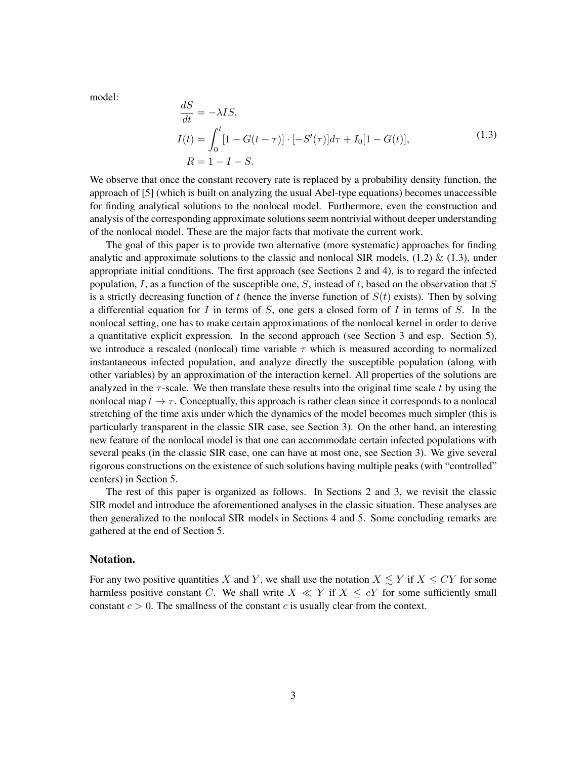model:

$$
\begin{aligned}
&\frac{dS}{dt} = -\lambda IS, \\
&I(t) = \int_0^t [1 - G(t-\tau)] \cdot [-S'(\tau)] d\tau + I_0[1 - G(t)], \\
&R = 1 - I - S.
\end{aligned}
\tag{1.3}
$$

We observe that once the constant recovery rate is replaced by a probability density function, the approach of [5] (which is built on analyzing the usual Abel-type equations) becomes unaccessible for finding analytical solutions to the nonlocal model. Furthermore, even the construction and analysis of the corresponding approximate solutions seem nontrivial without deeper understanding of the nonlocal model. These are the major facts that motivate the current work.

The goal of this paper is to provide two alternative (more systematic) approaches for finding analytic and approximate solutions to the classic and nonlocal SIR models, (1.2) & (1.3), under appropriate initial conditions. The first approach (see Sections 2 and 4), is to regard the infected population, $I$, as a function of the susceptible one, $S$, instead of $t$, based on the observation that $S$ is a strictly decreasing function of $t$ (hence the inverse function of $S(t)$ exists). Then by solving a differential equation for $I$ in terms of $S$, one gets a closed form of $I$ in terms of $S$. In the nonlocal setting, one has to make certain approximations of the nonlocal kernel in order to derive a quantitative explicit expression. In the second approach (see Section 3 and esp. Section 5), we introduce a rescaled (nonlocal) time variable $\tau$ which is measured according to normalized instantaneous infected population, and analyze directly the susceptible population (along with other variables) by an approximation of the interaction kernel. All properties of the solutions are analyzed in the $\tau$-scale. We then translate these results into the original time scale $t$ by using the nonlocal map $t \to \tau$. Conceptually, this approach is rather clean since it corresponds to a nonlocal stretching of the time axis under which the dynamics of the model becomes much simpler (this is particularly transparent in the classic SIR case, see Section 3). On the other hand, an interesting new feature of the nonlocal model is that one can accommodate certain infected populations with several peaks (in the classic SIR case, one can have at most one, see Section 3). We give several rigorous constructions on the existence of such solutions having multiple peaks (with "controlled" centers) in Section 5.

The rest of this paper is organized as follows. In Sections 2 and 3, we revisit the classic SIR model and introduce the aforementioned analyses in the classic situation. These analyses are then generalized to the nonlocal SIR models in Sections 4 and 5. Some concluding remarks are gathered at the end of Section 5.

### Notation.

For any two positive quantities $X$ and $Y$, we shall use the notation $X \lesssim Y$ if $X \leq CY$ for some harmless positive constant $C$. We shall write $X \ll Y$ if $X \leq cY$ for some sufficiently small constant $c > 0$. The smallness of the constant $c$ is usually clear from the context.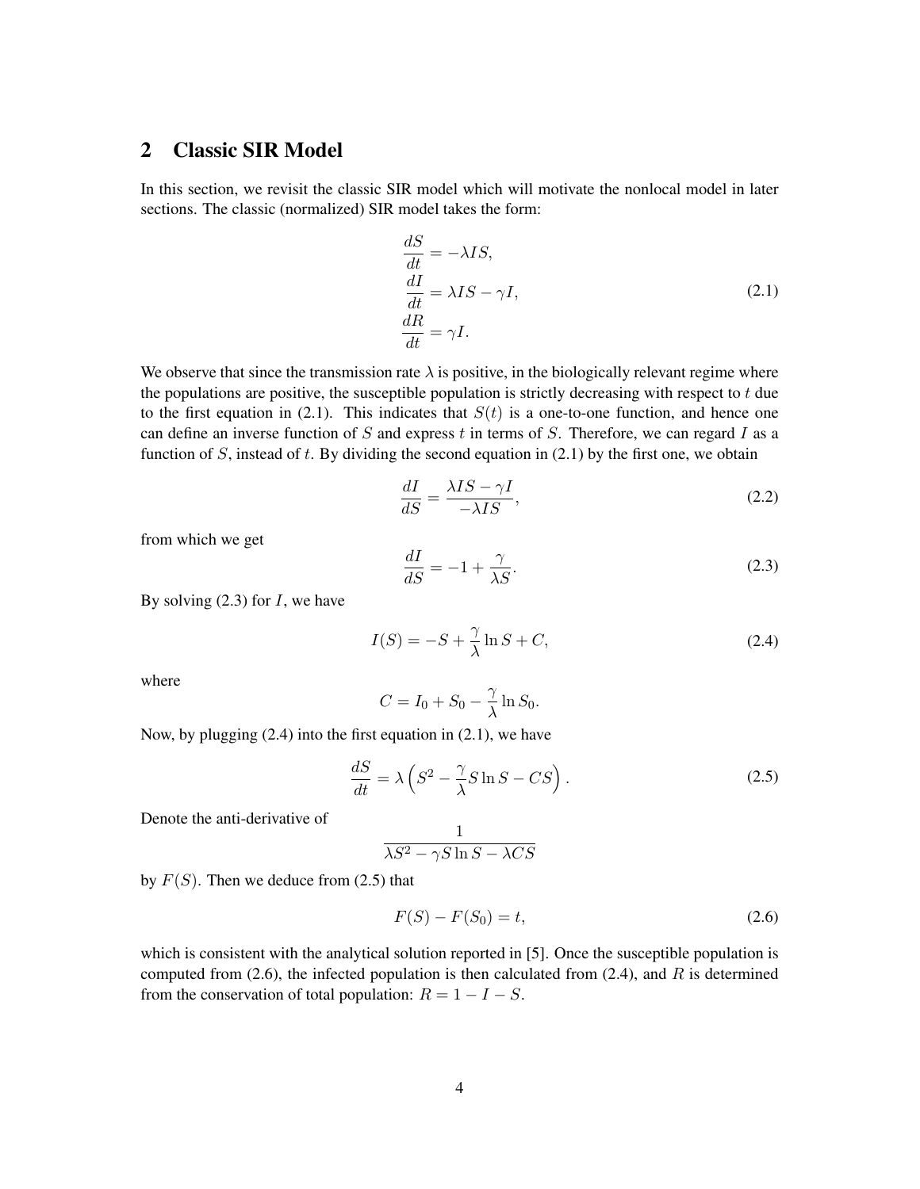## 2 Classic SIR Model

In this section, we revisit the classic SIR model which will motivate the nonlocal model in later sections. The classic (normalized) SIR model takes the form:

$$
\begin{aligned}
\frac{dS}{dt} &= -\lambda IS, \\
\frac{dI}{dt} &= \lambda IS - \gamma I, \\
\frac{dR}{dt} &= \gamma I.
\end{aligned}
\tag{2.1}
$$

We observe that since the transmission rate $\lambda$ is positive, in the biologically relevant regime where the populations are positive, the susceptible population is strictly decreasing with respect to $t$ due to the first equation in (2.1). This indicates that $S(t)$ is a one-to-one function, and hence one can define an inverse function of $S$ and express $t$ in terms of $S$. Therefore, we can regard $I$ as a function of $S$, instead of $t$. By dividing the second equation in (2.1) by the first one, we obtain

$$
\frac{dI}{dS} = \frac{\lambda IS - \gamma I}{-\lambda IS}, \tag{2.2}
$$

from which we get

$$
\frac{dI}{dS} = -1 + \frac{\gamma}{\lambda S}. \tag{2.3}
$$

By solving (2.3) for $I$, we have

$$
I(S) = -S + \frac{\gamma}{\lambda} \ln S + C, \tag{2.4}
$$

where

$$
C = I_0 + S_0 - \frac{\gamma}{\lambda} \ln S_0.
$$

Now, by plugging (2.4) into the first equation in (2.1), we have

$$
\frac{dS}{dt} = \lambda \left( S^2 - \frac{\gamma}{\lambda} S \ln S - CS \right). \tag{2.5}
$$

Denote the anti-derivative of

$$
\frac{1}{\lambda S^2 - \gamma S \ln S - \lambda CS}
$$

by $F(S)$. Then we deduce from (2.5) that

$$
F(S) - F(S_0) = t, \tag{2.6}
$$

which is consistent with the analytical solution reported in [5]. Once the susceptible population is computed from (2.6), the infected population is then calculated from (2.4), and $R$ is determined from the conservation of total population: $R = 1 - I - S$.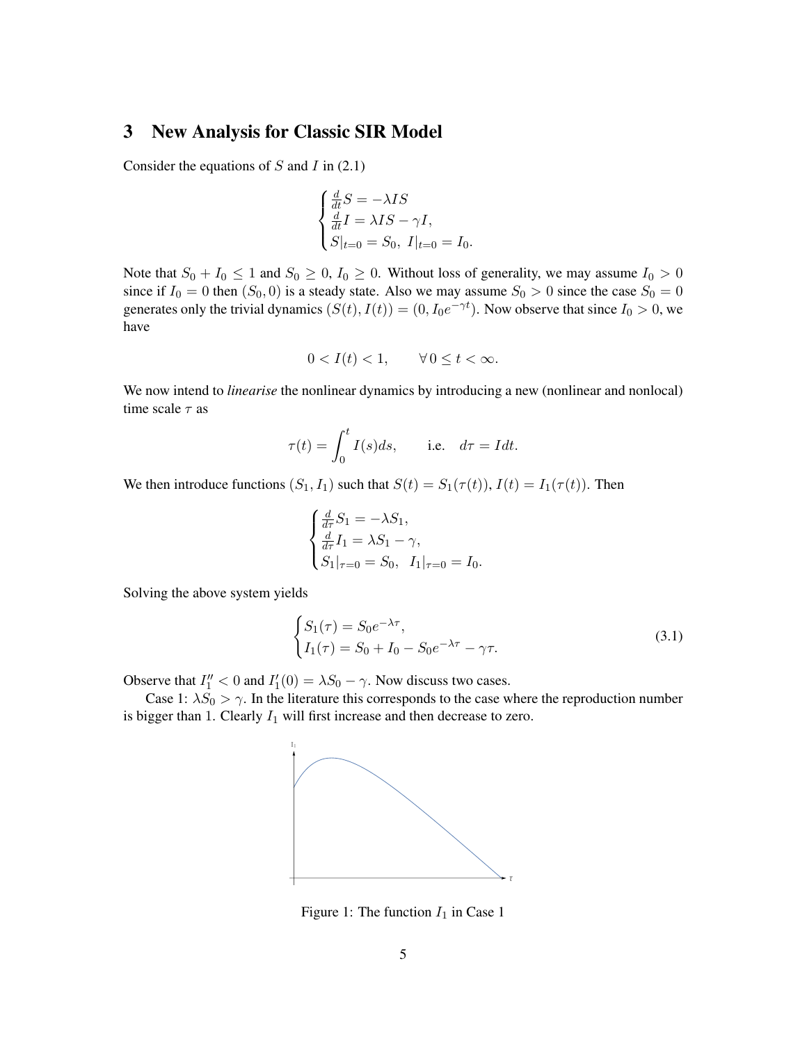## 3 New Analysis for Classic SIR Model

Consider the equations of $S$ and $I$ in (2.1)

$$
\begin{cases}
\frac{d}{dt}S = -\lambda I S \\
\frac{d}{dt}I = \lambda I S - \gamma I, \\
S|_{t=0} = S_0,\ I|_{t=0} = I_0.
\end{cases}
$$

Note that $S_0 + I_0 \leq 1$ and $S_0 \geq 0$, $I_0 \geq 0$. Without loss of generality, we may assume $I_0 > 0$ since if $I_0 = 0$ then $(S_0, 0)$ is a steady state. Also we may assume $S_0 > 0$ since the case $S_0 = 0$ generates only the trivial dynamics $(S(t), I(t)) = (0, I_0 e^{-\gamma t})$. Now observe that since $I_0 > 0$, we have

$$
0 < I(t) < 1, \qquad \forall\, 0 \leq t < \infty.
$$

We now intend to *linearise* the nonlinear dynamics by introducing a new (nonlinear and nonlocal) time scale $\tau$ as

$$
\tau(t) = \int_0^t I(s)ds, \qquad \text{i.e.} \quad d\tau = I dt.
$$

We then introduce functions $(S_1, I_1)$ such that $S(t) = S_1(\tau(t))$, $I(t) = I_1(\tau(t))$. Then

$$
\begin{cases}
\frac{d}{d\tau}S_1 = -\lambda S_1, \\
\frac{d}{d\tau}I_1 = \lambda S_1 - \gamma, \\
S_1|_{\tau=0} = S_0, \quad I_1|_{\tau=0} = I_0.
\end{cases}
$$

Solving the above system yields

$$
\begin{cases}
S_1(\tau) = S_0 e^{-\lambda \tau}, \\
I_1(\tau) = S_0 + I_0 - S_0 e^{-\lambda \tau} - \gamma \tau.
\end{cases}
\tag{3.1}
$$

Observe that $I_1'' < 0$ and $I_1'(0) = \lambda S_0 - \gamma$. Now discuss two cases.

Case 1: $\lambda S_0 > \gamma$. In the literature this corresponds to the case where the reproduction number is bigger than 1. Clearly $I_1$ will first increase and then decrease to zero.

Figure 1: The function $I_1$ in Case 1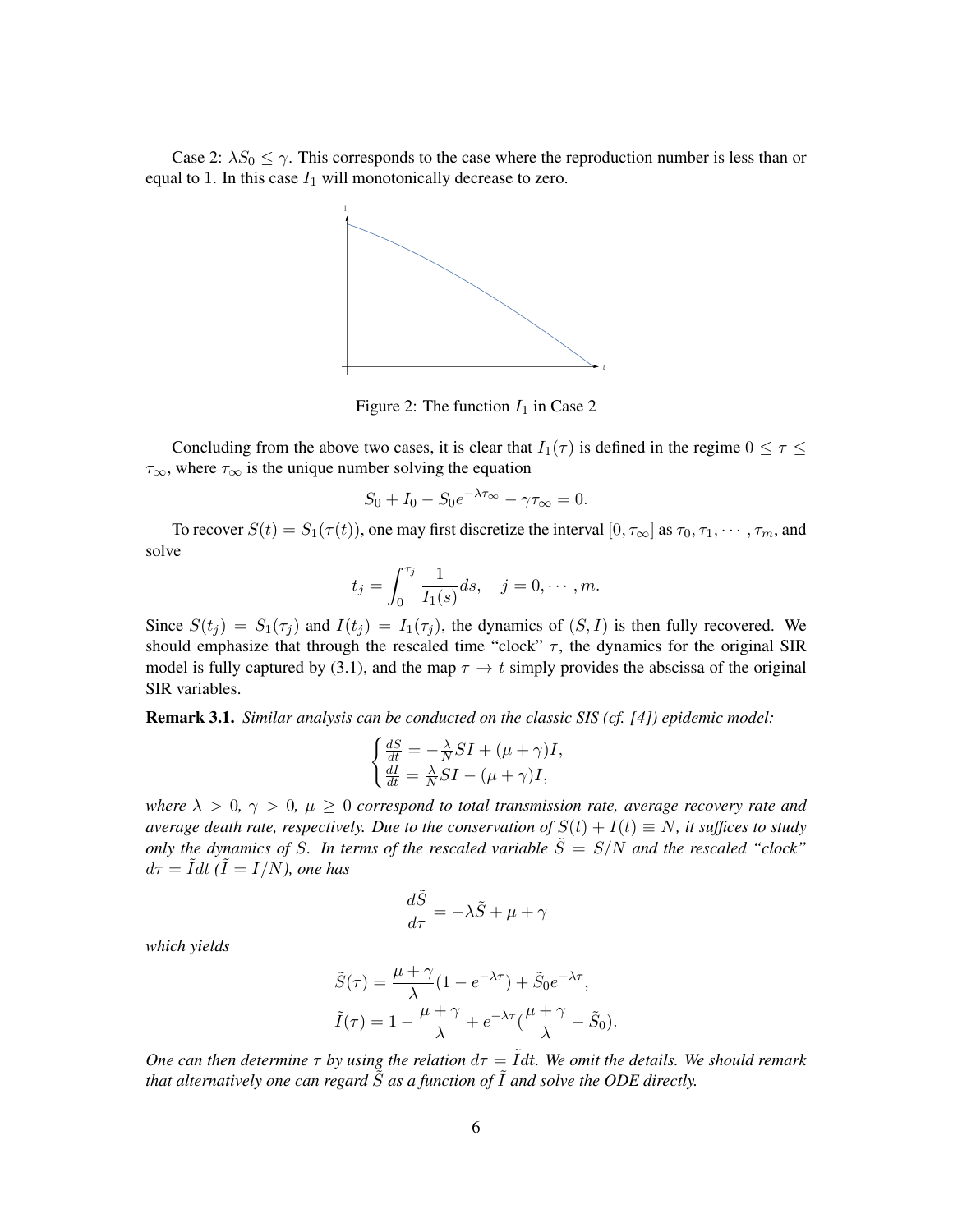Case 2: $\lambda S_0 \leq \gamma$. This corresponds to the case where the reproduction number is less than or equal to 1. In this case $I_1$ will monotonically decrease to zero.

Figure 2: The function $I_1$ in Case 2

Concluding from the above two cases, it is clear that $I_1(\tau)$ is defined in the regime $0 \leq \tau \leq \tau_\infty$, where $\tau_\infty$ is the unique number solving the equation

$$S_0 + I_0 - S_0 e^{-\lambda \tau_\infty} - \gamma \tau_\infty = 0.$$

To recover $S(t) = S_1(\tau(t))$, one may first discretize the interval $[0, \tau_\infty]$ as $\tau_0, \tau_1, \cdots, \tau_m$, and solve

$$t_j = \int_0^{\tau_j} \frac{1}{I_1(s)} ds, \quad j = 0, \cdots, m.$$

Since $S(t_j) = S_1(\tau_j)$ and $I(t_j) = I_1(\tau_j)$, the dynamics of $(S, I)$ is then fully recovered. We should emphasize that through the rescaled time "clock" $\tau$, the dynamics for the original SIR model is fully captured by (3.1), and the map $\tau \to t$ simply provides the abscissa of the original SIR variables.

**Remark 3.1.** *Similar analysis can be conducted on the classic SIS (cf. [4]) epidemic model:*

$$\begin{cases} \frac{dS}{dt} = -\frac{\lambda}{N} SI + (\mu + \gamma) I, \\ \frac{dI}{dt} = \frac{\lambda}{N} SI - (\mu + \gamma) I, \end{cases}$$

*where $\lambda > 0$, $\gamma > 0$, $\mu \geq 0$ correspond to total transmission rate, average recovery rate and average death rate, respectively. Due to the conservation of $S(t) + I(t) \equiv N$, it suffices to study only the dynamics of $S$. In terms of the rescaled variable $\tilde{S} = S/N$ and the rescaled "clock" $d\tau = \tilde{I} dt$ ($\tilde{I} = I/N$), one has*

$$\frac{d\tilde{S}}{d\tau} = -\lambda \tilde{S} + \mu + \gamma$$

*which yields*

$$\tilde{S}(\tau) = \frac{\mu + \gamma}{\lambda}(1 - e^{-\lambda \tau}) + \tilde{S}_0 e^{-\lambda \tau},$$
$$\tilde{I}(\tau) = 1 - \frac{\mu + \gamma}{\lambda} + e^{-\lambda \tau}\left(\frac{\mu + \gamma}{\lambda} - \tilde{S}_0\right).$$

*One can then determine $\tau$ by using the relation $d\tau = \tilde{I} dt$. We omit the details. We should remark that alternatively one can regard $\tilde{S}$ as a function of $\tilde{I}$ and solve the ODE directly.*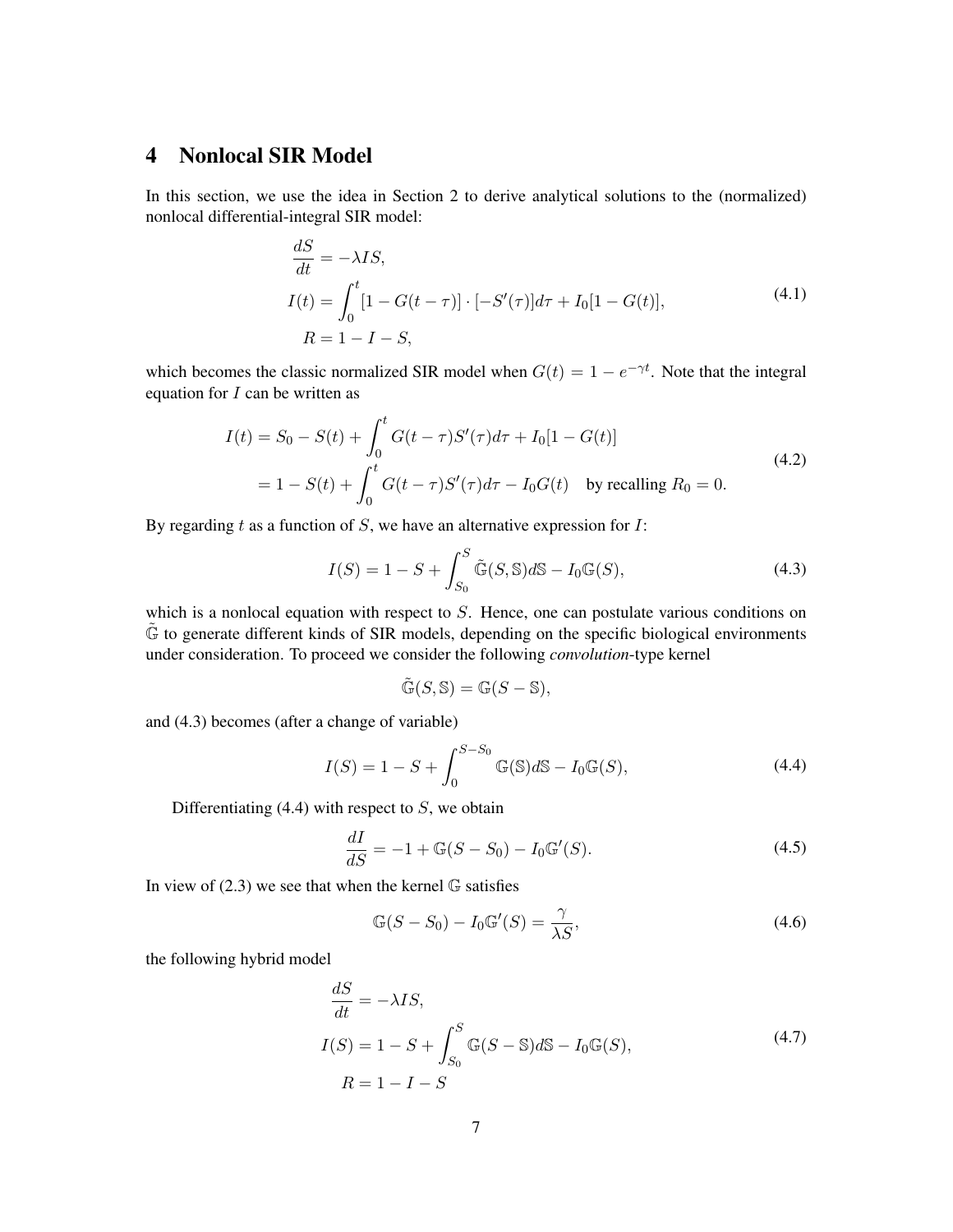# 4 Nonlocal SIR Model

In this section, we use the idea in Section 2 to derive analytical solutions to the (normalized) nonlocal differential-integral SIR model:

$$
\begin{aligned}
\frac{dS}{dt} &= -\lambda IS, \\
I(t) &= \int_0^t [1 - G(t-\tau)] \cdot [-S'(\tau)] d\tau + I_0[1 - G(t)], \\
R &= 1 - I - S,
\end{aligned}
\tag{4.1}
$$

which becomes the classic normalized SIR model when $G(t) = 1 - e^{-\gamma t}$. Note that the integral equation for $I$ can be written as

$$
\begin{aligned}
I(t) &= S_0 - S(t) + \int_0^t G(t-\tau) S'(\tau) d\tau + I_0[1 - G(t)] \\
&= 1 - S(t) + \int_0^t G(t-\tau) S'(\tau) d\tau - I_0 G(t) \quad \text{by recalling } R_0 = 0.
\end{aligned}
\tag{4.2}
$$

By regarding $t$ as a function of $S$, we have an alternative expression for $I$:

$$
I(S) = 1 - S + \int_{S_0}^{S} \tilde{\mathbb{G}}(S, \mathbb{S}) d\mathbb{S} - I_0 \mathbb{G}(S), \tag{4.3}
$$

which is a nonlocal equation with respect to $S$. Hence, one can postulate various conditions on $\tilde{\mathbb{G}}$ to generate different kinds of SIR models, depending on the specific biological environments under consideration. To proceed we consider the following *convolution*-type kernel

$$
\tilde{\mathbb{G}}(S, \mathbb{S}) = \mathbb{G}(S - \mathbb{S}),
$$

and (4.3) becomes (after a change of variable)

$$
I(S) = 1 - S + \int_0^{S - S_0} \mathbb{G}(\mathbb{S}) d\mathbb{S} - I_0 \mathbb{G}(S), \tag{4.4}
$$

Differentiating (4.4) with respect to $S$, we obtain

$$
\frac{dI}{dS} = -1 + \mathbb{G}(S - S_0) - I_0 \mathbb{G}'(S). \tag{4.5}
$$

In view of (2.3) we see that when the kernel $\mathbb{G}$ satisfies

$$
\mathbb{G}(S - S_0) - I_0 \mathbb{G}'(S) = \frac{\gamma}{\lambda S}, \tag{4.6}
$$

the following hybrid model

$$
\begin{aligned}
\frac{dS}{dt} &= -\lambda IS, \\
I(S) &= 1 - S + \int_{S_0}^{S} \mathbb{G}(S - \mathbb{S}) d\mathbb{S} - I_0 \mathbb{G}(S), \\
R &= 1 - I - S
\end{aligned}
\tag{4.7}
$$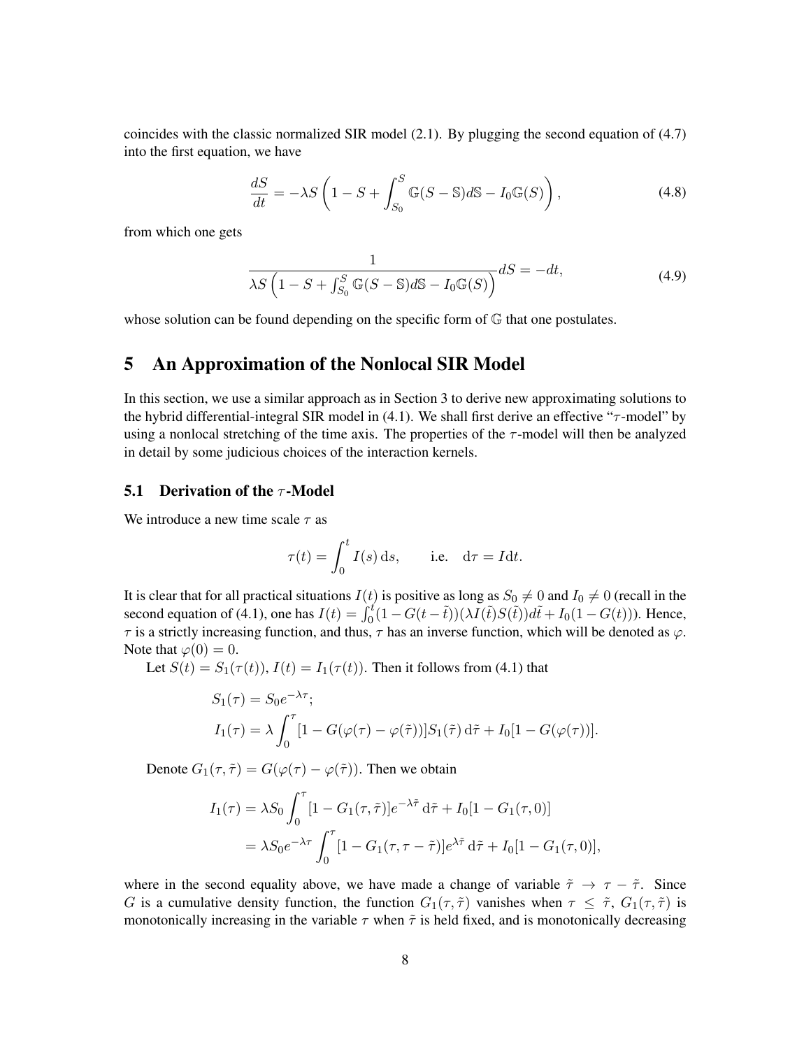coincides with the classic normalized SIR model (2.1). By plugging the second equation of (4.7) into the first equation, we have

$$\frac{dS}{dt} = -\lambda S \left( 1 - S + \int_{S_0}^{S} \mathbb{G}(S - \mathbb{S}) d\mathbb{S} - I_0 \mathbb{G}(S) \right), \tag{4.8}$$

from which one gets

$$\frac{1}{\lambda S \left( 1 - S + \int_{S_0}^{S} \mathbb{G}(S - \mathbb{S}) d\mathbb{S} - I_0 \mathbb{G}(S) \right)} dS = -dt, \tag{4.9}$$

whose solution can be found depending on the specific form of $\mathbb{G}$ that one postulates.

# 5 An Approximation of the Nonlocal SIR Model

In this section, we use a similar approach as in Section 3 to derive new approximating solutions to the hybrid differential-integral SIR model in (4.1). We shall first derive an effective "$\tau$-model" by using a nonlocal stretching of the time axis. The properties of the $\tau$-model will then be analyzed in detail by some judicious choices of the interaction kernels.

## 5.1 Derivation of the $\tau$-Model

We introduce a new time scale $\tau$ as

$$\tau(t) = \int_0^t I(s)\, \mathrm{d}s, \qquad \text{i.e.} \quad \mathrm{d}\tau = I \mathrm{d}t.$$

It is clear that for all practical situations $I(t)$ is positive as long as $S_0 \neq 0$ and $I_0 \neq 0$ (recall in the second equation of (4.1), one has $I(t) = \int_0^t (1 - G(t - \tilde{t}))(\lambda I(\tilde{t}) S(\tilde{t})) d\tilde{t} + I_0(1 - G(t))$). Hence, $\tau$ is a strictly increasing function, and thus, $\tau$ has an inverse function, which will be denoted as $\varphi$. Note that $\varphi(0) = 0$.

Let $S(t) = S_1(\tau(t))$, $I(t) = I_1(\tau(t))$. Then it follows from (4.1) that

$$\begin{aligned}
S_1(\tau) &= S_0 e^{-\lambda \tau}; \\
I_1(\tau) &= \lambda \int_0^\tau [1 - G(\varphi(\tau) - \varphi(\tilde{\tau}))] S_1(\tilde{\tau})\, \mathrm{d}\tilde{\tau} + I_0[1 - G(\varphi(\tau))].
\end{aligned}$$

Denote $G_1(\tau, \tilde{\tau}) = G(\varphi(\tau) - \varphi(\tilde{\tau}))$. Then we obtain

$$\begin{aligned}
I_1(\tau) &= \lambda S_0 \int_0^\tau [1 - G_1(\tau, \tilde{\tau})] e^{-\lambda \tilde{\tau}}\, \mathrm{d}\tilde{\tau} + I_0[1 - G_1(\tau, 0)] \\
&= \lambda S_0 e^{-\lambda \tau} \int_0^\tau [1 - G_1(\tau, \tau - \tilde{\tau})] e^{\lambda \tilde{\tau}}\, \mathrm{d}\tilde{\tau} + I_0[1 - G_1(\tau, 0)],
\end{aligned}$$

where in the second equality above, we have made a change of variable $\tilde{\tau} \to \tau - \tilde{\tau}$. Since $G$ is a cumulative density function, the function $G_1(\tau, \tilde{\tau})$ vanishes when $\tau \leq \tilde{\tau}$, $G_1(\tau, \tilde{\tau})$ is monotonically increasing in the variable $\tau$ when $\tilde{\tau}$ is held fixed, and is monotonically decreasing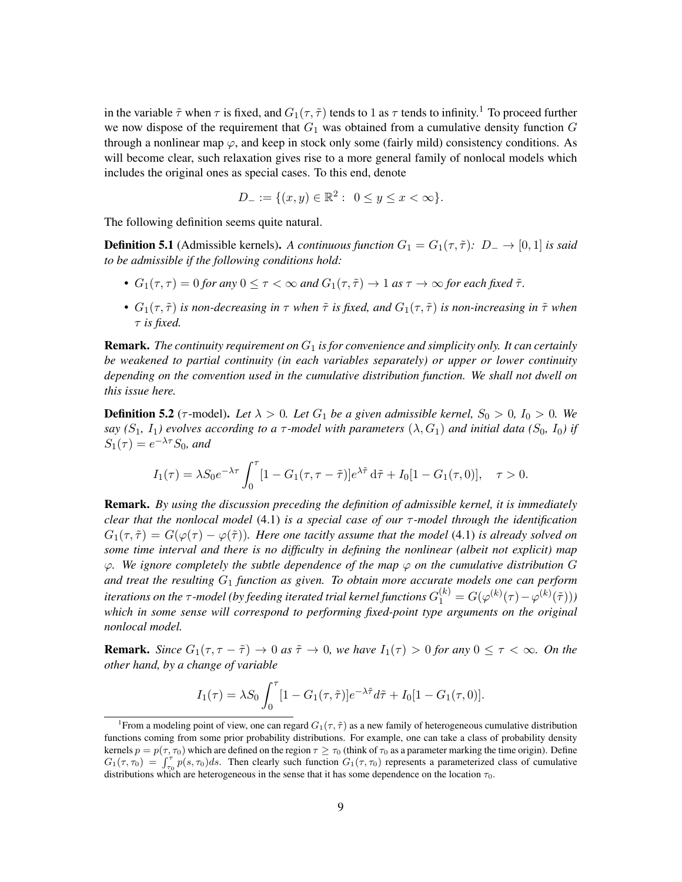in the variable $\tilde{\tau}$ when $\tau$ is fixed, and $G_1(\tau, \tilde{\tau})$ tends to 1 as $\tau$ tends to infinity.[1] To proceed further we now dispose of the requirement that $G_1$ was obtained from a cumulative density function $G$ through a nonlinear map $\varphi$, and keep in stock only some (fairly mild) consistency conditions. As will become clear, such relaxation gives rise to a more general family of nonlocal models which includes the original ones as special cases. To this end, denote

$$D_- := \{(x, y) \in \mathbb{R}^2 : \ 0 \le y \le x < \infty\}.$$

The following definition seems quite natural.

**Definition 5.1** (Admissible kernels). *A continuous function $G_1 = G_1(\tau, \tilde{\tau})$: $D_- \to [0, 1]$ is said to be admissible if the following conditions hold:*

- *$G_1(\tau, \tau) = 0$ for any $0 \le \tau < \infty$ and $G_1(\tau, \tilde{\tau}) \to 1$ as $\tau \to \infty$ for each fixed $\tilde{\tau}$.*
- *$G_1(\tau, \tilde{\tau})$ is non-decreasing in $\tau$ when $\tilde{\tau}$ is fixed, and $G_1(\tau, \tilde{\tau})$ is non-increasing in $\tilde{\tau}$ when $\tau$ is fixed.*

**Remark.** *The continuity requirement on $G_1$ is for convenience and simplicity only. It can certainly be weakened to partial continuity (in each variables separately) or upper or lower continuity depending on the convention used in the cumulative distribution function. We shall not dwell on this issue here.*

**Definition 5.2** ($\tau$-model). *Let $\lambda > 0$. Let $G_1$ be a given admissible kernel, $S_0 > 0$, $I_0 > 0$. We say ($S_1$, $I_1$) evolves according to a $\tau$-model with parameters $(\lambda, G_1)$ and initial data ($S_0$, $I_0$) if $S_1(\tau) = e^{-\lambda\tau} S_0$, and*

$$I_1(\tau) = \lambda S_0 e^{-\lambda\tau} \int_0^{\tau} [1 - G_1(\tau, \tau - \tilde{\tau})] e^{\lambda\tilde{\tau}} \, \mathrm{d}\tilde{\tau} + I_0[1 - G_1(\tau, 0)], \quad \tau > 0.$$

**Remark.** *By using the discussion preceding the definition of admissible kernel, it is immediately clear that the nonlocal model (4.1) is a special case of our $\tau$-model through the identification $G_1(\tau, \tilde{\tau}) = G(\varphi(\tau) - \varphi(\tilde{\tau}))$. Here one tacitly assume that the model (4.1) is already solved on some time interval and there is no difficulty in defining the nonlinear (albeit not explicit) map $\varphi$. We ignore completely the subtle dependence of the map $\varphi$ on the cumulative distribution $G$ and treat the resulting $G_1$ function as given. To obtain more accurate models one can perform iterations on the $\tau$-model (by feeding iterated trial kernel functions $G_1^{(k)} = G(\varphi^{(k)}(\tau) - \varphi^{(k)}(\tilde{\tau}))$) which in some sense will correspond to performing fixed-point type arguments on the original nonlocal model.*

**Remark.** *Since $G_1(\tau, \tau - \tilde{\tau}) \to 0$ as $\tilde{\tau} \to 0$, we have $I_1(\tau) > 0$ for any $0 \le \tau < \infty$. On the other hand, by a change of variable*

$$I_1(\tau) = \lambda S_0 \int_0^{\tau} [1 - G_1(\tau, \tilde{\tau})] e^{-\lambda\tilde{\tau}} d\tilde{\tau} + I_0[1 - G_1(\tau, 0)].$$

---

[1] From a modeling point of view, one can regard $G_1(\tau, \tilde{\tau})$ as a new family of heterogeneous cumulative distribution functions coming from some prior probability distributions. For example, one can take a class of probability density kernels $p = p(\tau, \tau_0)$ which are defined on the region $\tau \ge \tau_0$ (think of $\tau_0$ as a parameter marking the time origin). Define $G_1(\tau, \tau_0) = \int_{\tau_0}^{\tau} p(s, \tau_0) ds$. Then clearly such function $G_1(\tau, \tau_0)$ represents a parameterized class of cumulative distributions which are heterogeneous in the sense that it has some dependence on the location $\tau_0$.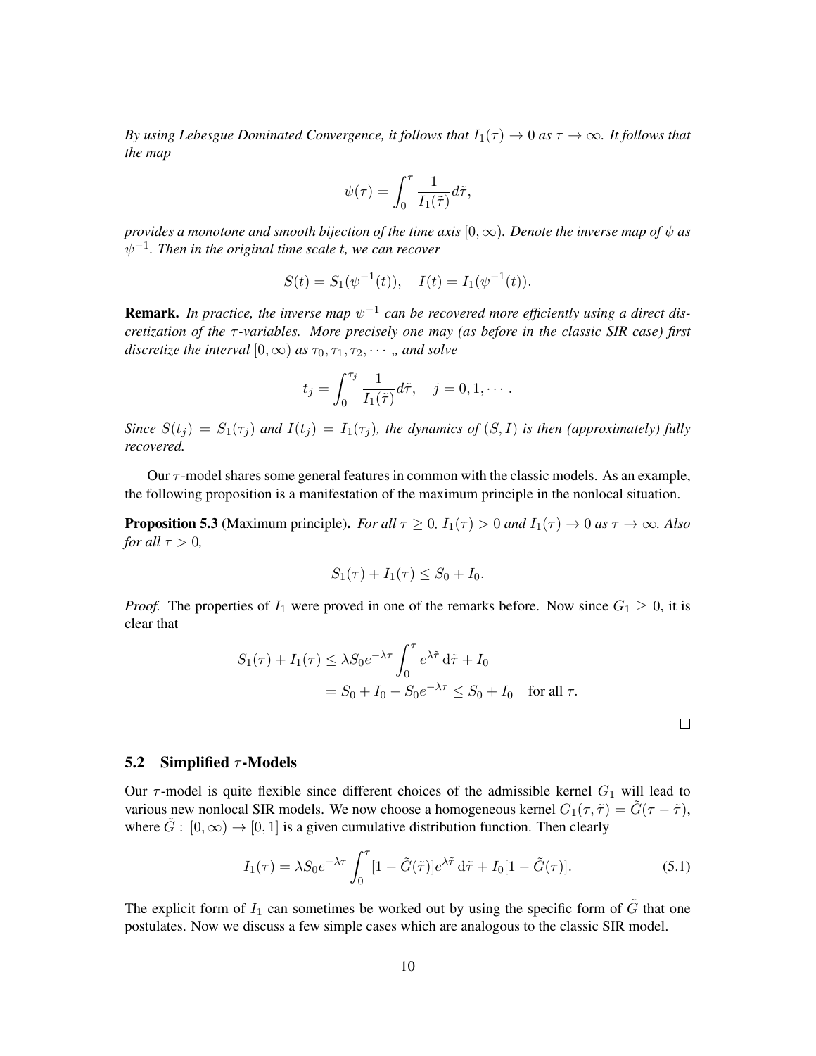*By using Lebesgue Dominated Convergence, it follows that $I_1(\tau) \to 0$ as $\tau \to \infty$. It follows that the map*

$$\psi(\tau) = \int_0^\tau \frac{1}{I_1(\tilde{\tau})} d\tilde{\tau},$$

*provides a monotone and smooth bijection of the time axis $[0, \infty)$. Denote the inverse map of $\psi$ as $\psi^{-1}$. Then in the original time scale t, we can recover*

$$S(t) = S_1(\psi^{-1}(t)), \quad I(t) = I_1(\psi^{-1}(t)).$$

**Remark.** *In practice, the inverse map $\psi^{-1}$ can be recovered more efficiently using a direct discretization of the $\tau$-variables. More precisely one may (as before in the classic SIR case) first discretize the interval $[0, \infty)$ as $\tau_0, \tau_1, \tau_2, \cdots$ ,, and solve*

$$t_j = \int_0^{\tau_j} \frac{1}{I_1(\tilde{\tau})} d\tilde{\tau}, \quad j = 0, 1, \cdots.$$

*Since $S(t_j) = S_1(\tau_j)$ and $I(t_j) = I_1(\tau_j)$, the dynamics of $(S, I)$ is then (approximately) fully recovered.*

Our $\tau$-model shares some general features in common with the classic models. As an example, the following proposition is a manifestation of the maximum principle in the nonlocal situation.

**Proposition 5.3** (Maximum principle). *For all $\tau \geq 0$, $I_1(\tau) > 0$ and $I_1(\tau) \to 0$ as $\tau \to \infty$. Also for all $\tau > 0$,*

$$S_1(\tau) + I_1(\tau) \leq S_0 + I_0.$$

*Proof.* The properties of $I_1$ were proved in one of the remarks before. Now since $G_1 \geq 0$, it is clear that

$$\begin{aligned} S_1(\tau) + I_1(\tau) &\leq \lambda S_0 e^{-\lambda\tau} \int_0^\tau e^{\lambda\tilde{\tau}} \, d\tilde{\tau} + I_0 \\ &= S_0 + I_0 - S_0 e^{-\lambda\tau} \leq S_0 + I_0 \quad \text{for all } \tau. \end{aligned}$$

□

## 5.2 Simplified $\tau$-Models

Our $\tau$-model is quite flexible since different choices of the admissible kernel $G_1$ will lead to various new nonlocal SIR models. We now choose a homogeneous kernel $G_1(\tau, \tilde{\tau}) = \tilde{G}(\tau - \tilde{\tau})$, where $\tilde{G} : [0, \infty) \to [0, 1]$ is a given cumulative distribution function. Then clearly

$$I_1(\tau) = \lambda S_0 e^{-\lambda\tau} \int_0^\tau [1 - \tilde{G}(\tilde{\tau})] e^{\lambda\tilde{\tau}} \, d\tilde{\tau} + I_0[1 - \tilde{G}(\tau)]. \tag{5.1}$$

The explicit form of $I_1$ can sometimes be worked out by using the specific form of $\tilde{G}$ that one postulates. Now we discuss a few simple cases which are analogous to the classic SIR model.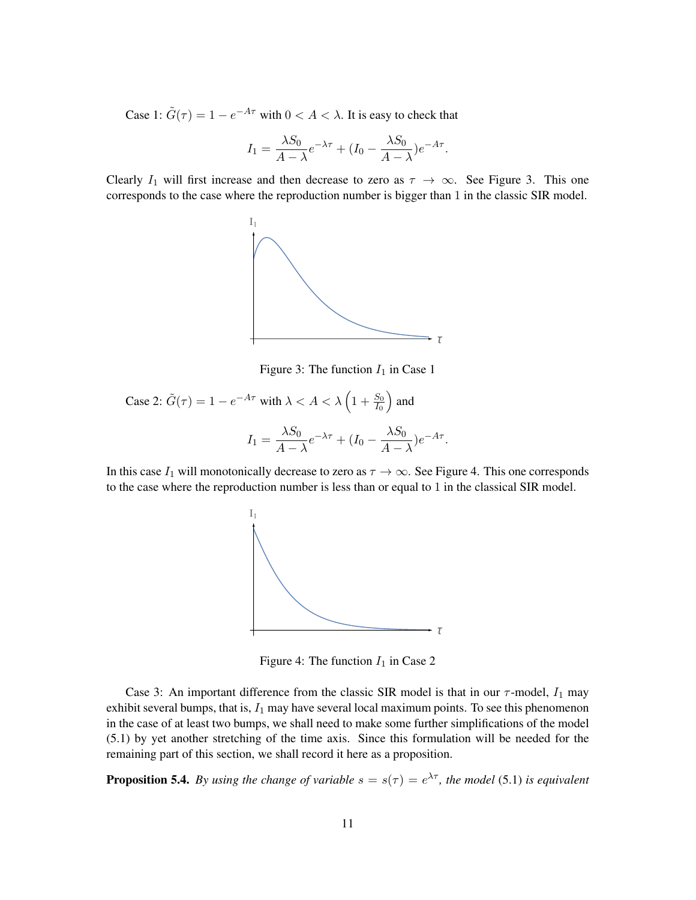Case 1: $\tilde{G}(\tau) = 1 - e^{-A\tau}$ with $0 < A < \lambda$. It is easy to check that

$$I_1 = \frac{\lambda S_0}{A - \lambda} e^{-\lambda\tau} + (I_0 - \frac{\lambda S_0}{A - \lambda}) e^{-A\tau}.$$

Clearly $I_1$ will first increase and then decrease to zero as $\tau \to \infty$. See Figure 3. This one corresponds to the case where the reproduction number is bigger than 1 in the classic SIR model.

Figure 3: The function $I_1$ in Case 1

Case 2: $\tilde{G}(\tau) = 1 - e^{-A\tau}$ with $\lambda < A < \lambda\left(1 + \frac{S_0}{I_0}\right)$ and

$$I_1 = \frac{\lambda S_0}{A - \lambda} e^{-\lambda\tau} + (I_0 - \frac{\lambda S_0}{A - \lambda}) e^{-A\tau}.$$

In this case $I_1$ will monotonically decrease to zero as $\tau \to \infty$. See Figure 4. This one corresponds to the case where the reproduction number is less than or equal to 1 in the classical SIR model.

Figure 4: The function $I_1$ in Case 2

Case 3: An important difference from the classic SIR model is that in our $\tau$-model, $I_1$ may exhibit several bumps, that is, $I_1$ may have several local maximum points. To see this phenomenon in the case of at least two bumps, we shall need to make some further simplifications of the model (5.1) by yet another stretching of the time axis. Since this formulation will be needed for the remaining part of this section, we shall record it here as a proposition.

**Proposition 5.4.** *By using the change of variable $s = s(\tau) = e^{\lambda\tau}$, the model* (5.1) *is equivalent*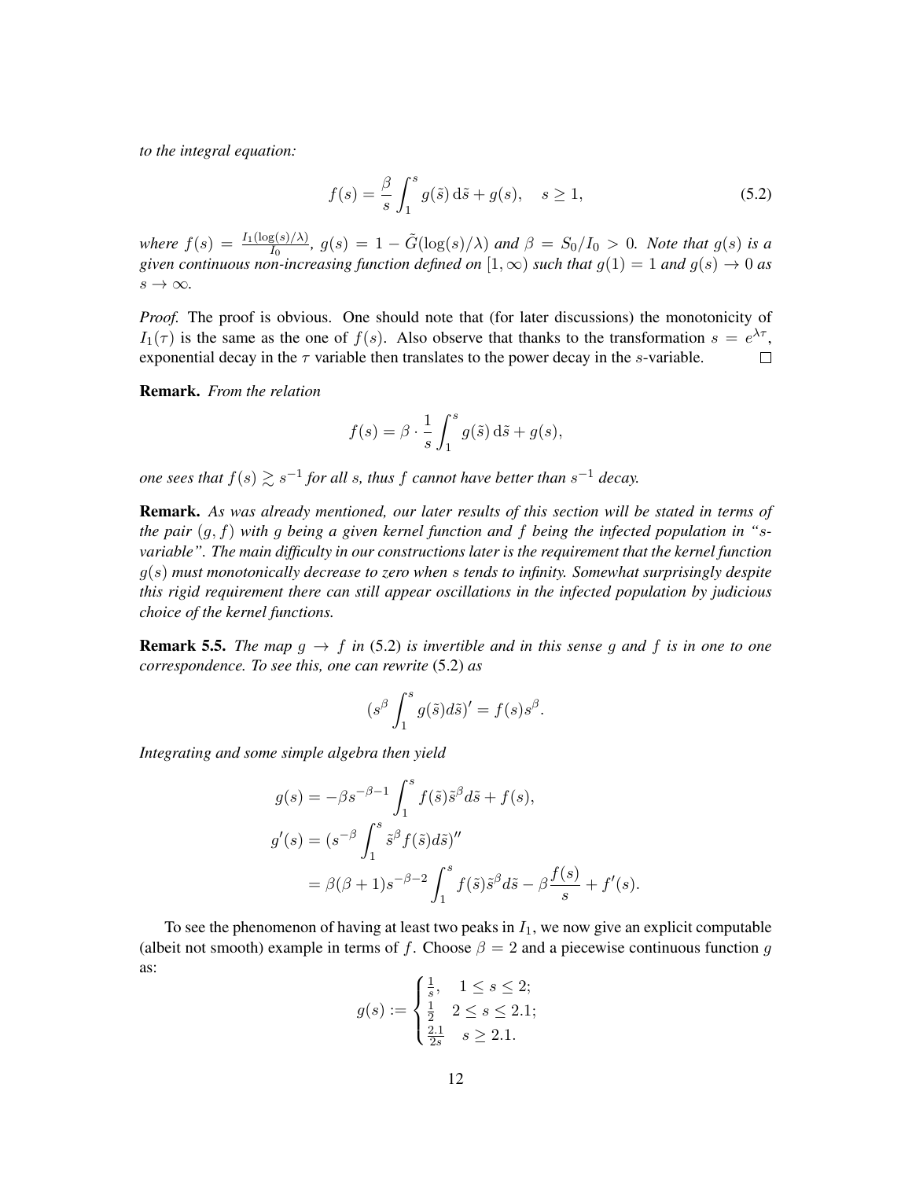*to the integral equation:*

$$f(s) = \frac{\beta}{s} \int_1^s g(\tilde{s})\, \mathrm{d}\tilde{s} + g(s), \quad s \geq 1, \tag{5.2}$$

*where* $f(s) = \frac{I_1(\log(s)/\lambda)}{I_0}$*,* $g(s) = 1 - \tilde{G}(\log(s)/\lambda)$ *and* $\beta = S_0/I_0 > 0$*. Note that* $g(s)$ *is a given continuous non-increasing function defined on* $[1, \infty)$ *such that* $g(1) = 1$ *and* $g(s) \to 0$ *as* $s \to \infty$*.*

*Proof.* The proof is obvious. One should note that (for later discussions) the monotonicity of $I_1(\tau)$ is the same as the one of $f(s)$. Also observe that thanks to the transformation $s = e^{\lambda \tau}$, exponential decay in the $\tau$ variable then translates to the power decay in the $s$-variable. $\square$

**Remark.** *From the relation*

$$f(s) = \beta \cdot \frac{1}{s} \int_1^s g(\tilde{s})\, \mathrm{d}\tilde{s} + g(s),$$

*one sees that* $f(s) \gtrsim s^{-1}$ *for all* $s$*, thus* $f$ *cannot have better than* $s^{-1}$ *decay.*

**Remark.** *As was already mentioned, our later results of this section will be stated in terms of the pair* $(g, f)$ *with* $g$ *being a given kernel function and* $f$ *being the infected population in "s-variable". The main difficulty in our constructions later is the requirement that the kernel function* $g(s)$ *must monotonically decrease to zero when* $s$ *tends to infinity. Somewhat surprisingly despite this rigid requirement there can still appear oscillations in the infected population by judicious choice of the kernel functions.*

**Remark 5.5.** *The map* $g \to f$ *in* (5.2) *is invertible and in this sense* $g$ *and* $f$ *is in one to one correspondence. To see this, one can rewrite* (5.2) *as*

$$(s^\beta \int_1^s g(\tilde{s}) d\tilde{s})' = f(s) s^\beta.$$

*Integrating and some simple algebra then yield*

$$\begin{aligned}
g(s) &= -\beta s^{-\beta-1} \int_1^s f(\tilde{s}) \tilde{s}^\beta d\tilde{s} + f(s), \\
g'(s) &= (s^{-\beta} \int_1^s \tilde{s}^\beta f(\tilde{s}) d\tilde{s})'' \\
&= \beta(\beta+1) s^{-\beta-2} \int_1^s f(\tilde{s}) \tilde{s}^\beta d\tilde{s} - \beta \frac{f(s)}{s} + f'(s).
\end{aligned}$$

To see the phenomenon of having at least two peaks in $I_1$, we now give an explicit computable (albeit not smooth) example in terms of $f$. Choose $\beta = 2$ and a piecewise continuous function $g$ as:

$$g(s) := \begin{cases} \frac{1}{s}, & 1 \leq s \leq 2; \\ \frac{1}{2} & 2 \leq s \leq 2.1; \\ \frac{2.1}{2s} & s \geq 2.1. \end{cases}$$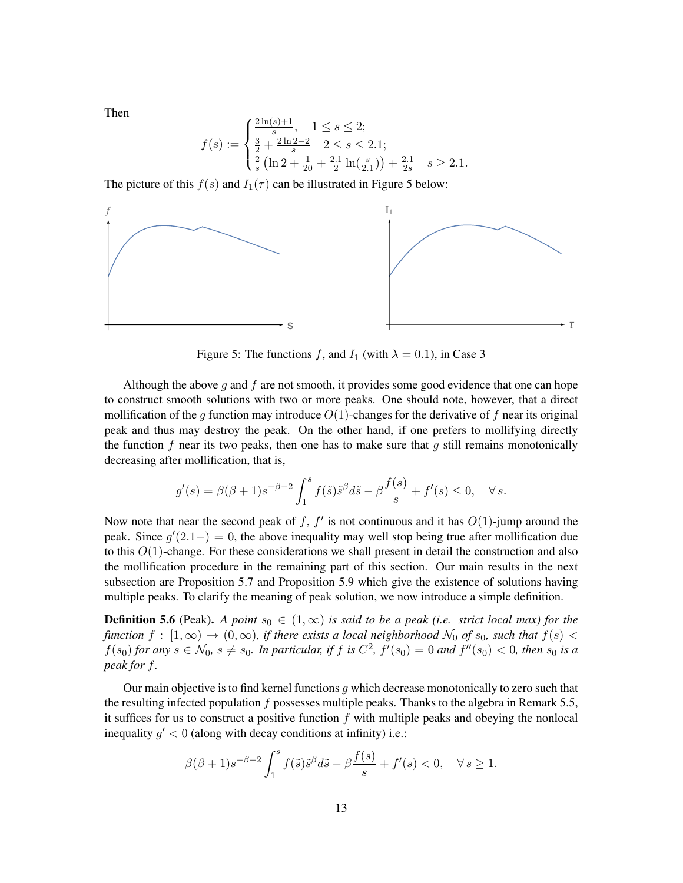Then

$$
f(s) := \begin{cases} \frac{2\ln(s)+1}{s}, & 1 \le s \le 2; \\ \frac{3}{2} + \frac{2\ln 2 - 2}{s} & 2 \le s \le 2.1; \\ \frac{2}{s}\left(\ln 2 + \frac{1}{20} + \frac{2.1}{2}\ln(\frac{s}{2.1})\right) + \frac{2.1}{2s} & s \ge 2.1. \end{cases}
$$

The picture of this $f(s)$ and $I_1(\tau)$ can be illustrated in Figure 5 below:

Figure 5: The functions $f$, and $I_1$ (with $\lambda = 0.1$), in Case 3

Although the above $g$ and $f$ are not smooth, it provides some good evidence that one can hope to construct smooth solutions with two or more peaks. One should note, however, that a direct mollification of the $g$ function may introduce $O(1)$-changes for the derivative of $f$ near its original peak and thus may destroy the peak. On the other hand, if one prefers to mollifying directly the function $f$ near its two peaks, then one has to make sure that $g$ still remains monotonically decreasing after mollification, that is,

$$
g'(s) = \beta(\beta+1)s^{-\beta-2}\int_1^s f(\tilde{s})\tilde{s}^\beta d\tilde{s} - \beta\frac{f(s)}{s} + f'(s) \le 0, \quad \forall\, s.
$$

Now note that near the second peak of $f$, $f'$ is not continuous and it has $O(1)$-jump around the peak. Since $g'(2.1-) = 0$, the above inequality may well stop being true after mollification due to this $O(1)$-change. For these considerations we shall present in detail the construction and also the mollification procedure in the remaining part of this section. Our main results in the next subsection are Proposition 5.7 and Proposition 5.9 which give the existence of solutions having multiple peaks. To clarify the meaning of peak solution, we now introduce a simple definition.

**Definition 5.6** (Peak). *A point $s_0 \in (1,\infty)$ is said to be a peak (i.e. strict local max) for the function $f : [1,\infty) \to (0,\infty)$, if there exists a local neighborhood $\mathcal{N}_0$ of $s_0$, such that $f(s) < f(s_0)$ for any $s \in \mathcal{N}_0$, $s \ne s_0$. In particular, if $f$ is $C^2$, $f'(s_0) = 0$ and $f''(s_0) < 0$, then $s_0$ is a peak for $f$.*

Our main objective is to find kernel functions $g$ which decrease monotonically to zero such that the resulting infected population $f$ possesses multiple peaks. Thanks to the algebra in Remark 5.5, it suffices for us to construct a positive function $f$ with multiple peaks and obeying the nonlocal inequality $g' < 0$ (along with decay conditions at infinity) i.e.:

$$
\beta(\beta+1)s^{-\beta-2}\int_1^s f(\tilde{s})\tilde{s}^\beta d\tilde{s} - \beta\frac{f(s)}{s} + f'(s) < 0, \quad \forall\, s \ge 1.
$$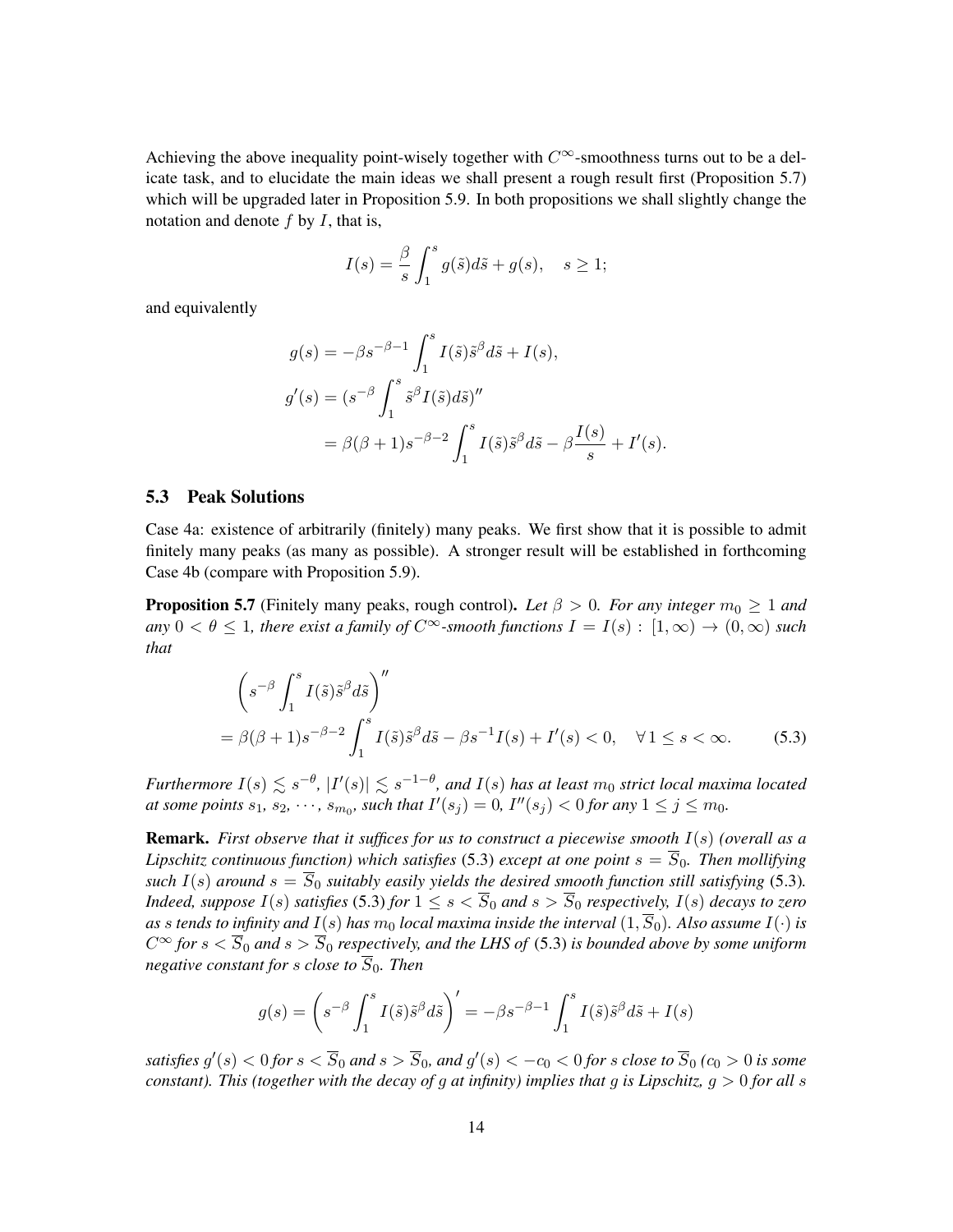Achieving the above inequality point-wisely together with $C^\infty$-smoothness turns out to be a delicate task, and to elucidate the main ideas we shall present a rough result first (Proposition 5.7) which will be upgraded later in Proposition 5.9. In both propositions we shall slightly change the notation and denote $f$ by $I$, that is,

$$I(s) = \frac{\beta}{s}\int_1^s g(\tilde{s})d\tilde{s} + g(s), \quad s \geq 1;$$

and equivalently

$$\begin{aligned}
g(s) &= -\beta s^{-\beta-1}\int_1^s I(\tilde{s})\tilde{s}^\beta d\tilde{s} + I(s), \\
g'(s) &= (s^{-\beta}\int_1^s \tilde{s}^\beta I(\tilde{s})d\tilde{s})'' \\
&= \beta(\beta+1)s^{-\beta-2}\int_1^s I(\tilde{s})\tilde{s}^\beta d\tilde{s} - \beta\frac{I(s)}{s} + I'(s).
\end{aligned}$$

## 5.3 Peak Solutions

Case 4a: existence of arbitrarily (finitely) many peaks. We first show that it is possible to admit finitely many peaks (as many as possible). A stronger result will be established in forthcoming Case 4b (compare with Proposition 5.9).

**Proposition 5.7** (Finitely many peaks, rough control)**.** *Let $\beta > 0$. For any integer $m_0 \geq 1$ and any $0 < \theta \leq 1$, there exist a family of $C^\infty$-smooth functions $I = I(s) : [1, \infty) \to (0, \infty)$ such that*

$$\begin{aligned}
&\left(s^{-\beta}\int_1^s I(\tilde{s})\tilde{s}^\beta d\tilde{s}\right)'' \\
&= \beta(\beta+1)s^{-\beta-2}\int_1^s I(\tilde{s})\tilde{s}^\beta d\tilde{s} - \beta s^{-1}I(s) + I'(s) < 0, \quad \forall\, 1 \leq s < \infty. \qquad (5.3)
\end{aligned}$$

*Furthermore $I(s) \lesssim s^{-\theta}$, $|I'(s)| \lesssim s^{-1-\theta}$, and $I(s)$ has at least $m_0$ strict local maxima located at some points $s_1$, $s_2$, $\cdots$, $s_{m_0}$, such that $I'(s_j) = 0$, $I''(s_j) < 0$ for any $1 \leq j \leq m_0$.*

**Remark.** *First observe that it suffices for us to construct a piecewise smooth $I(s)$ (overall as a Lipschitz continuous function) which satisfies* (5.3) *except at one point $s = \overline{S}_0$. Then mollifying such $I(s)$ around $s = \overline{S}_0$ suitably easily yields the desired smooth function still satisfying* (5.3)*. Indeed, suppose $I(s)$ satisfies* (5.3) *for $1 \leq s < \overline{S}_0$ and $s > \overline{S}_0$ respectively, $I(s)$ decays to zero as $s$ tends to infinity and $I(s)$ has $m_0$ local maxima inside the interval $(1, \overline{S}_0)$. Also assume $I(\cdot)$ is $C^\infty$ for $s < \overline{S}_0$ and $s > \overline{S}_0$ respectively, and the LHS of* (5.3) *is bounded above by some uniform negative constant for $s$ close to $\overline{S}_0$. Then*

$$g(s) = \left(s^{-\beta}\int_1^s I(\tilde{s})\tilde{s}^\beta d\tilde{s}\right)' = -\beta s^{-\beta-1}\int_1^s I(\tilde{s})\tilde{s}^\beta d\tilde{s} + I(s)$$

*satisfies $g'(s) < 0$ for $s < \overline{S}_0$ and $s > \overline{S}_0$, and $g'(s) < -c_0 < 0$ for $s$ close to $\overline{S}_0$ ($c_0 > 0$ is some constant). This (together with the decay of $g$ at infinity) implies that $g$ is Lipschitz, $g > 0$ for all $s$*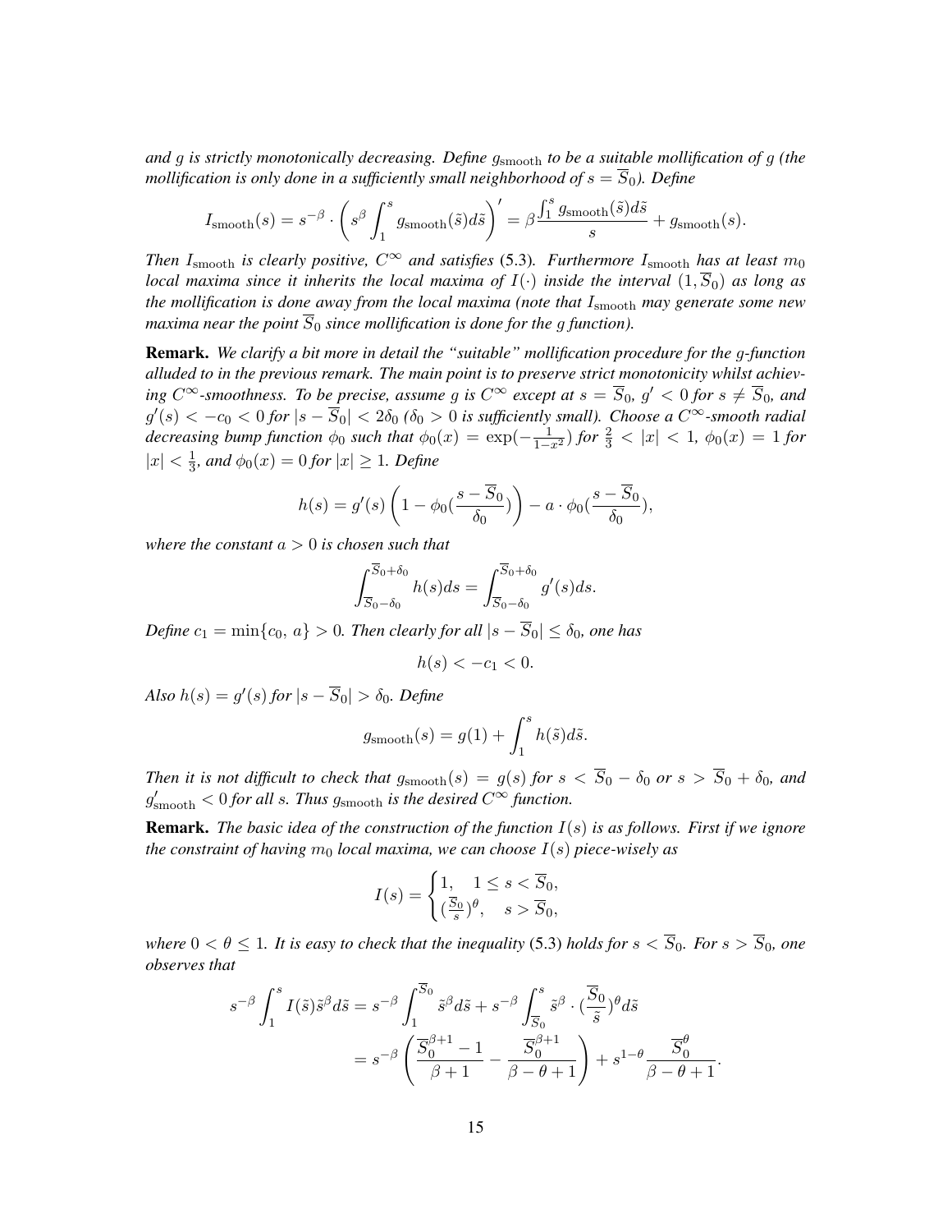*and $g$ is strictly monotonically decreasing. Define $g_{\mathrm{smooth}}$ to be a suitable mollification of $g$ (the mollification is only done in a sufficiently small neighborhood of $s = \overline{S}_0$). Define*

$$I_{\mathrm{smooth}}(s) = s^{-\beta} \cdot \left( s^{\beta} \int_1^s g_{\mathrm{smooth}}(\tilde{s}) d\tilde{s} \right)' = \beta \frac{\int_1^s g_{\mathrm{smooth}}(\tilde{s}) d\tilde{s}}{s} + g_{\mathrm{smooth}}(s).$$

*Then $I_{\mathrm{smooth}}$ is clearly positive, $C^\infty$ and satisfies (5.3). Furthermore $I_{\mathrm{smooth}}$ has at least $m_0$ local maxima since it inherits the local maxima of $I(\cdot)$ inside the interval $(1, \overline{S}_0)$ as long as the mollification is done away from the local maxima (note that $I_{\mathrm{smooth}}$ may generate some new maxima near the point $\overline{S}_0$ since mollification is done for the $g$ function).*

**Remark.** *We clarify a bit more in detail the "suitable" mollification procedure for the $g$-function alluded to in the previous remark. The main point is to preserve strict monotonicity whilst achieving $C^\infty$-smoothness. To be precise, assume $g$ is $C^\infty$ except at $s = \overline{S}_0$, $g' < 0$ for $s \neq \overline{S}_0$, and $g'(s) < -c_0 < 0$ for $|s - \overline{S}_0| < 2\delta_0$ ($\delta_0 > 0$ is sufficiently small). Choose a $C^\infty$-smooth radial decreasing bump function $\phi_0$ such that $\phi_0(x) = \exp(-\frac{1}{1-x^2})$ for $\frac{2}{3} < |x| < 1$, $\phi_0(x) = 1$ for $|x| < \frac{1}{3}$, and $\phi_0(x) = 0$ for $|x| \geq 1$. Define*

$$h(s) = g'(s) \left( 1 - \phi_0(\frac{s - \overline{S}_0}{\delta_0}) \right) - a \cdot \phi_0(\frac{s - \overline{S}_0}{\delta_0}),$$

*where the constant $a > 0$ is chosen such that*

$$\int_{\overline{S}_0 - \delta_0}^{\overline{S}_0 + \delta_0} h(s) ds = \int_{\overline{S}_0 - \delta_0}^{\overline{S}_0 + \delta_0} g'(s) ds.$$

*Define $c_1 = \min\{c_0, a\} > 0$. Then clearly for all $|s - \overline{S}_0| \leq \delta_0$, one has*

$$h(s) < -c_1 < 0.$$

*Also $h(s) = g'(s)$ for $|s - \overline{S}_0| > \delta_0$. Define*

$$g_{\mathrm{smooth}}(s) = g(1) + \int_1^s h(\tilde{s}) d\tilde{s}.$$

*Then it is not difficult to check that $g_{\mathrm{smooth}}(s) = g(s)$ for $s < \overline{S}_0 - \delta_0$ or $s > \overline{S}_0 + \delta_0$, and $g'_{\mathrm{smooth}} < 0$ for all $s$. Thus $g_{\mathrm{smooth}}$ is the desired $C^\infty$ function.*

**Remark.** *The basic idea of the construction of the function $I(s)$ is as follows. First if we ignore the constraint of having $m_0$ local maxima, we can choose $I(s)$ piece-wisely as*

$$I(s) = \begin{cases} 1, & 1 \leq s < \overline{S}_0, \\ (\frac{\overline{S}_0}{s})^\theta, & s > \overline{S}_0, \end{cases}$$

*where $0 < \theta \leq 1$. It is easy to check that the inequality (5.3) holds for $s < \overline{S}_0$. For $s > \overline{S}_0$, one observes that*

$$\begin{aligned} s^{-\beta} \int_1^s I(\tilde{s}) \tilde{s}^\beta d\tilde{s} &= s^{-\beta} \int_1^{\overline{S}_0} \tilde{s}^\beta d\tilde{s} + s^{-\beta} \int_{\overline{S}_0}^s \tilde{s}^\beta \cdot (\frac{\overline{S}_0}{\tilde{s}})^\theta d\tilde{s} \\ &= s^{-\beta} \left( \frac{\overline{S}_0^{\beta+1} - 1}{\beta + 1} - \frac{\overline{S}_0^{\beta+1}}{\beta - \theta + 1} \right) + s^{1-\theta} \frac{\overline{S}_0^\theta}{\beta - \theta + 1}. \end{aligned}$$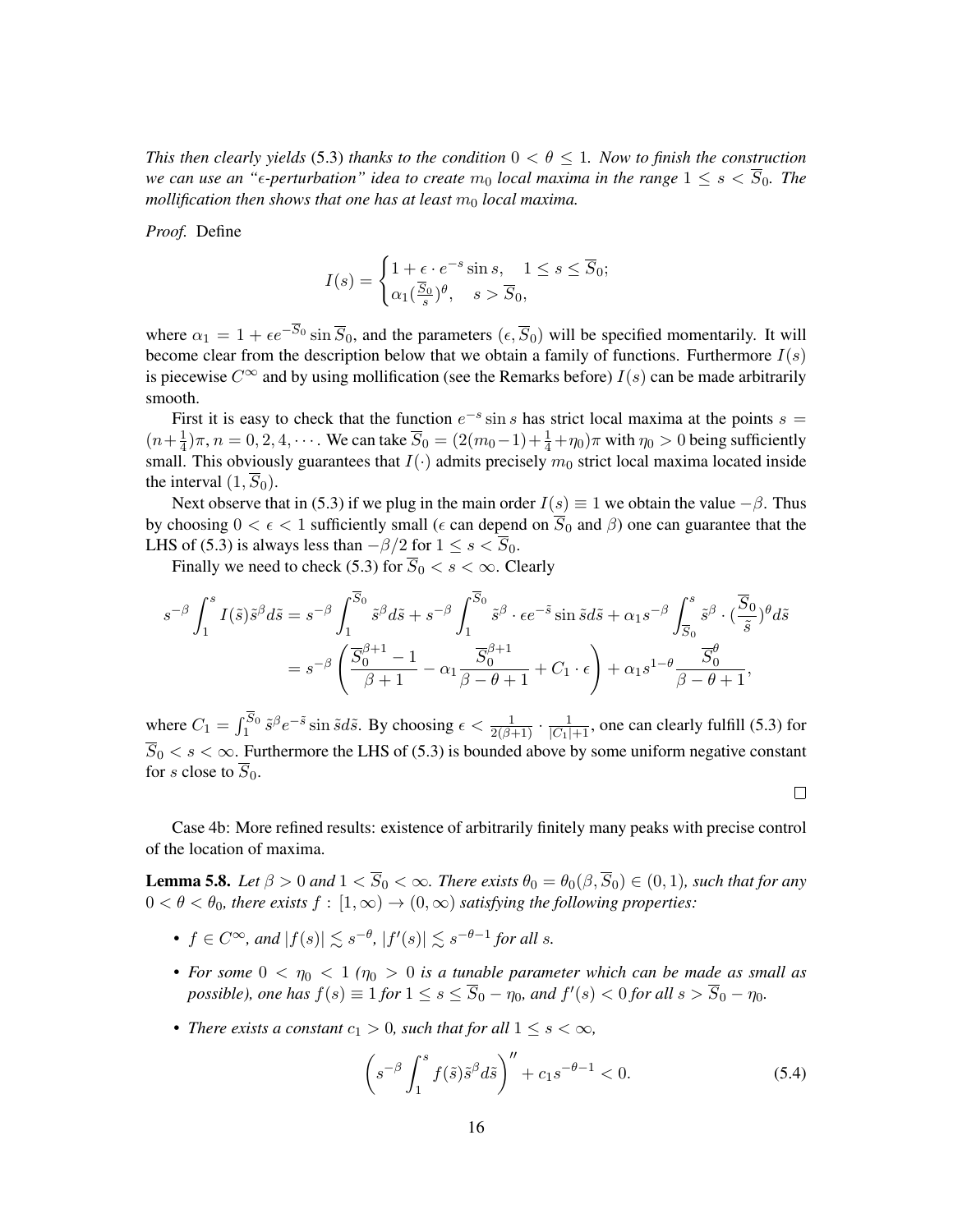*This then clearly yields* (5.3) *thanks to the condition* $0 < \theta \le 1$*. Now to finish the construction we can use an "$\epsilon$-perturbation" idea to create* $m_0$ *local maxima in the range* $1 \le s < \overline{S}_0$*. The mollification then shows that one has at least* $m_0$ *local maxima.*

*Proof.* Define

$$I(s) = \begin{cases} 1 + \epsilon \cdot e^{-s} \sin s, & 1 \le s \le \overline{S}_0; \\ \alpha_1 (\frac{\overline{S}_0}{s})^{\theta}, & s > \overline{S}_0, \end{cases}$$

where $\alpha_1 = 1 + \epsilon e^{-\overline{S}_0} \sin \overline{S}_0$, and the parameters $(\epsilon, \overline{S}_0)$ will be specified momentarily. It will become clear from the description below that we obtain a family of functions. Furthermore $I(s)$ is piecewise $C^\infty$ and by using mollification (see the Remarks before) $I(s)$ can be made arbitrarily smooth.

First it is easy to check that the function $e^{-s} \sin s$ has strict local maxima at the points $s = (n + \frac{1}{4})\pi, n = 0, 2, 4, \cdots$. We can take $\overline{S}_0 = (2(m_0 - 1) + \frac{1}{4} + \eta_0)\pi$ with $\eta_0 > 0$ being sufficiently small. This obviously guarantees that $I(\cdot)$ admits precisely $m_0$ strict local maxima located inside the interval $(1, \overline{S}_0)$.

Next observe that in (5.3) if we plug in the main order $I(s) \equiv 1$ we obtain the value $-\beta$. Thus by choosing $0 < \epsilon < 1$ sufficiently small ($\epsilon$ can depend on $\overline{S}_0$ and $\beta$) one can guarantee that the LHS of (5.3) is always less than $-\beta/2$ for $1 \le s < \overline{S}_0$.

Finally we need to check (5.3) for $\overline{S}_0 < s < \infty$. Clearly

$$\begin{aligned} s^{-\beta} \int_1^s I(\tilde{s}) \tilde{s}^{\beta} d\tilde{s} &= s^{-\beta} \int_1^{\overline{S}_0} \tilde{s}^{\beta} d\tilde{s} + s^{-\beta} \int_1^{\overline{S}_0} \tilde{s}^{\beta} \cdot \epsilon e^{-\tilde{s}} \sin \tilde{s} d\tilde{s} + \alpha_1 s^{-\beta} \int_{\overline{S}_0}^s \tilde{s}^{\beta} \cdot (\frac{\overline{S}_0}{\tilde{s}})^{\theta} d\tilde{s} \\ &= s^{-\beta} \left( \frac{\overline{S}_0^{\beta+1} - 1}{\beta + 1} - \alpha_1 \frac{\overline{S}_0^{\beta+1}}{\beta - \theta + 1} + C_1 \cdot \epsilon \right) + \alpha_1 s^{1-\theta} \frac{\overline{S}_0^{\theta}}{\beta - \theta + 1}, \end{aligned}$$

where $C_1 = \int_1^{\overline{S}_0} \tilde{s}^{\beta} e^{-\tilde{s}} \sin \tilde{s} d\tilde{s}$. By choosing $\epsilon < \frac{1}{2(\beta+1)} \cdot \frac{1}{|C_1|+1}$, one can clearly fulfill (5.3) for $\overline{S}_0 < s < \infty$. Furthermore the LHS of (5.3) is bounded above by some uniform negative constant for $s$ close to $\overline{S}_0$.

□

Case 4b: More refined results: existence of arbitrarily finitely many peaks with precise control of the location of maxima.

**Lemma 5.8.** *Let* $\beta > 0$ *and* $1 < \overline{S}_0 < \infty$*. There exists* $\theta_0 = \theta_0(\beta, \overline{S}_0) \in (0, 1)$*, such that for any* $0 < \theta < \theta_0$*, there exists* $f : [1, \infty) \to (0, \infty)$ *satisfying the following properties:*

- $f \in C^\infty$*, and* $|f(s)| \lesssim s^{-\theta}$*,* $|f'(s)| \lesssim s^{-\theta-1}$ *for all* $s$*.*
- *For some* $0 < \eta_0 < 1$ *(*$\eta_0 > 0$ *is a tunable parameter which can be made as small as possible), one has* $f(s) \equiv 1$ *for* $1 \le s \le \overline{S}_0 - \eta_0$*, and* $f'(s) < 0$ *for all* $s > \overline{S}_0 - \eta_0$*.*
- *There exists a constant* $c_1 > 0$*, such that for all* $1 \le s < \infty$*,*

$$\left( s^{-\beta} \int_1^s f(\tilde{s}) \tilde{s}^{\beta} d\tilde{s} \right)'' + c_1 s^{-\theta-1} < 0. \tag{5.4}$$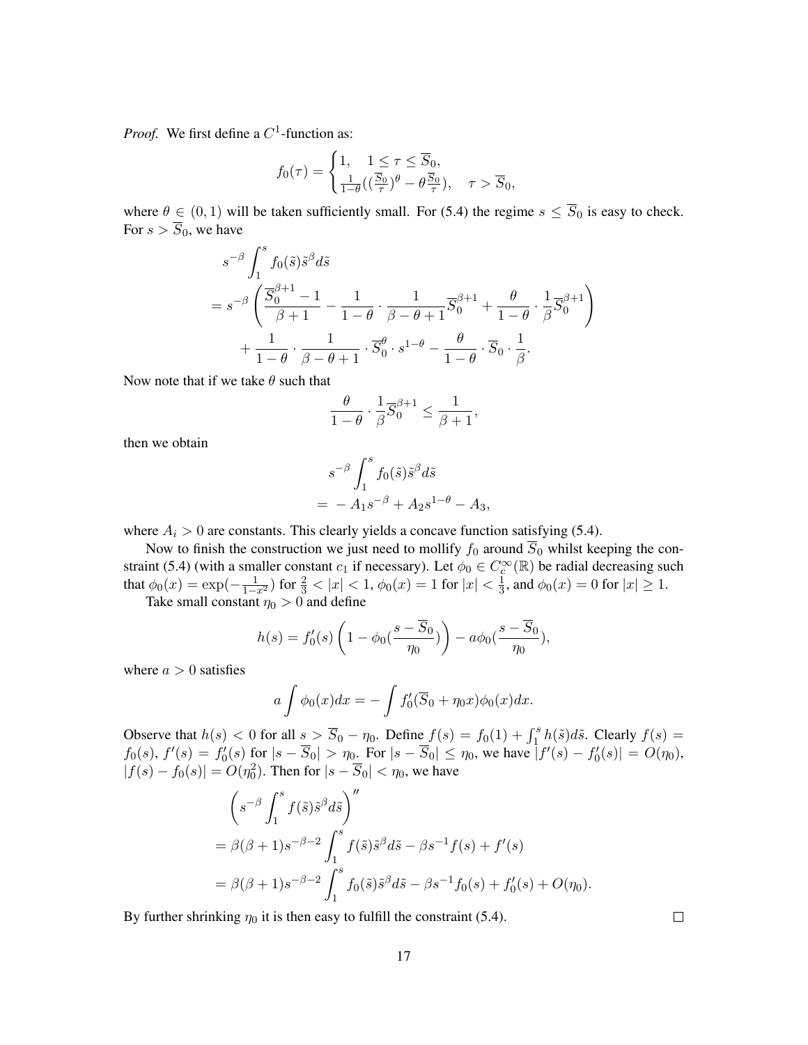*Proof.* We first define a $C^1$-function as:

$$f_0(\tau) = \begin{cases} 1, & 1 \le \tau \le \overline{S}_0, \\ \frac{1}{1-\theta}((\frac{\overline{S}_0}{\tau})^\theta - \theta \frac{\overline{S}_0}{\tau}), & \tau > \overline{S}_0, \end{cases}$$

where $\theta \in (0,1)$ will be taken sufficiently small. For (5.4) the regime $s \le \overline{S}_0$ is easy to check. For $s > \overline{S}_0$, we have

$$\begin{aligned} & s^{-\beta} \int_1^s f_0(\tilde{s}) \tilde{s}^\beta d\tilde{s} \\ =\; & s^{-\beta} \left( \frac{\overline{S}_0^{\beta+1} - 1}{\beta+1} - \frac{1}{1-\theta} \cdot \frac{1}{\beta - \theta + 1} \overline{S}_0^{\beta+1} + \frac{\theta}{1-\theta} \cdot \frac{1}{\beta} \overline{S}_0^{\beta+1} \right) \\ & + \frac{1}{1-\theta} \cdot \frac{1}{\beta - \theta + 1} \cdot \overline{S}_0^\theta \cdot s^{1-\theta} - \frac{\theta}{1-\theta} \cdot \overline{S}_0 \cdot \frac{1}{\beta}. \end{aligned}$$

Now note that if we take $\theta$ such that

$$\frac{\theta}{1-\theta} \cdot \frac{1}{\beta} \overline{S}_0^{\beta+1} \le \frac{1}{\beta+1},$$

then we obtain

$$\begin{aligned} & s^{-\beta} \int_1^s f_0(\tilde{s}) \tilde{s}^\beta d\tilde{s} \\ =\; & -A_1 s^{-\beta} + A_2 s^{1-\theta} - A_3, \end{aligned}$$

where $A_i > 0$ are constants. This clearly yields a concave function satisfying (5.4).

Now to finish the construction we just need to mollify $f_0$ around $\overline{S}_0$ whilst keeping the constraint (5.4) (with a smaller constant $c_1$ if necessary). Let $\phi_0 \in C_c^\infty(\mathbb{R})$ be radial decreasing such that $\phi_0(x) = \exp(-\frac{1}{1-x^2})$ for $\frac{2}{3} < |x| < 1$, $\phi_0(x) = 1$ for $|x| < \frac{1}{3}$, and $\phi_0(x) = 0$ for $|x| \ge 1$.

Take small constant $\eta_0 > 0$ and define

$$h(s) = f_0'(s) \left( 1 - \phi_0\left(\frac{s - \overline{S}_0}{\eta_0}\right) \right) - a\phi_0\left(\frac{s - \overline{S}_0}{\eta_0}\right),$$

where $a > 0$ satisfies

$$a \int \phi_0(x) dx = -\int f_0'(\overline{S}_0 + \eta_0 x) \phi_0(x) dx.$$

Observe that $h(s) < 0$ for all $s > \overline{S}_0 - \eta_0$. Define $f(s) = f_0(1) + \int_1^s h(\tilde{s}) d\tilde{s}$. Clearly $f(s) = f_0(s)$, $f'(s) = f_0'(s)$ for $|s - \overline{S}_0| > \eta_0$. For $|s - \overline{S}_0| \le \eta_0$, we have $|f'(s) - f_0'(s)| = O(\eta_0)$, $|f(s) - f_0(s)| = O(\eta_0^2)$. Then for $|s - \overline{S}_0| < \eta_0$, we have

$$\begin{aligned} & \left( s^{-\beta} \int_1^s f(\tilde{s}) \tilde{s}^\beta d\tilde{s} \right)'' \\ =\; & \beta(\beta+1) s^{-\beta-2} \int_1^s f(\tilde{s}) \tilde{s}^\beta d\tilde{s} - \beta s^{-1} f(s) + f'(s) \\ =\; & \beta(\beta+1) s^{-\beta-2} \int_1^s f_0(\tilde{s}) \tilde{s}^\beta d\tilde{s} - \beta s^{-1} f_0(s) + f_0'(s) + O(\eta_0). \end{aligned}$$

By further shrinking $\eta_0$ it is then easy to fulfill the constraint (5.4). $\square$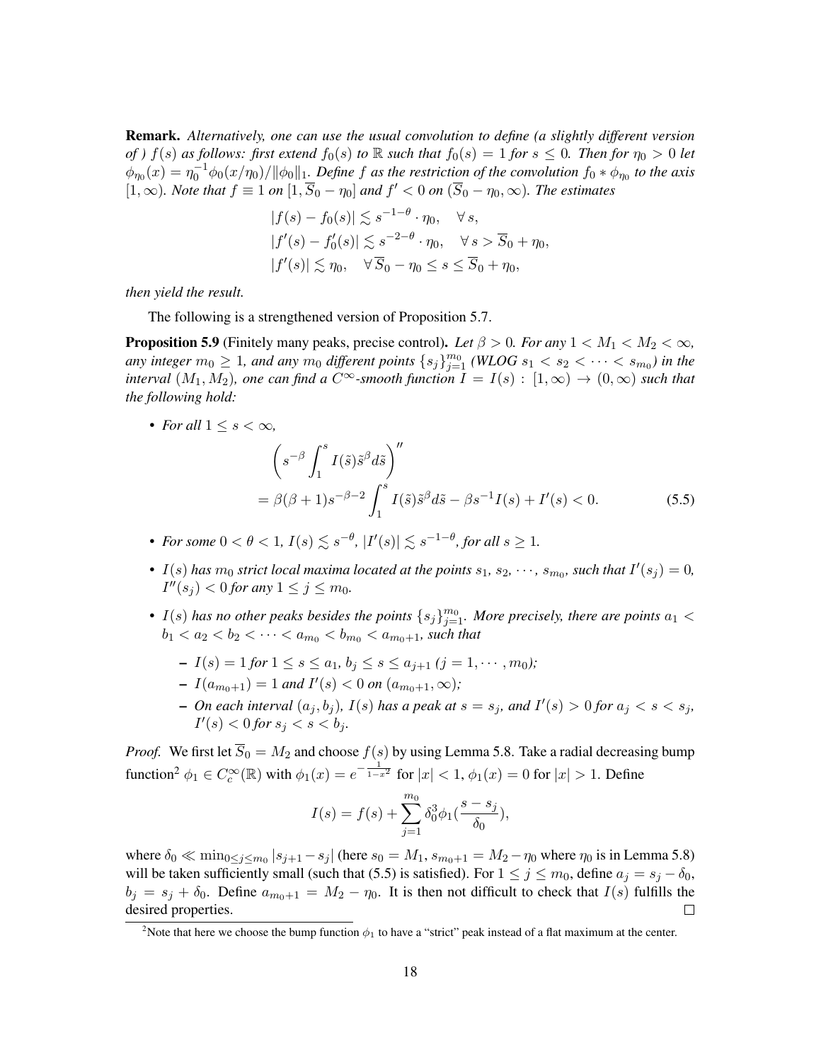**Remark.** *Alternatively, one can use the usual convolution to define (a slightly different version of ) $f(s)$ as follows: first extend $f_0(s)$ to $\mathbb{R}$ such that $f_0(s) = 1$ for $s \leq 0$. Then for $\eta_0 > 0$ let $\phi_{\eta_0}(x) = \eta_0^{-1}\phi_0(x/\eta_0)/\|\phi_0\|_1$. Define $f$ as the restriction of the convolution $f_0 * \phi_{\eta_0}$ to the axis $[1, \infty)$. Note that $f \equiv 1$ on $[1, \overline{S}_0 - \eta_0]$ and $f' < 0$ on $(\overline{S}_0 - \eta_0, \infty)$. The estimates*

$$
\begin{aligned}
&|f(s) - f_0(s)| \lesssim s^{-1-\theta} \cdot \eta_0, \quad \forall s, \\
&|f'(s) - f_0'(s)| \lesssim s^{-2-\theta} \cdot \eta_0, \quad \forall s > \overline{S}_0 + \eta_0, \\
&|f'(s)| \lesssim \eta_0, \quad \forall \overline{S}_0 - \eta_0 \leq s \leq \overline{S}_0 + \eta_0,
\end{aligned}
$$

*then yield the result.*

The following is a strengthened version of Proposition 5.7.

**Proposition 5.9** (Finitely many peaks, precise control)**.** *Let $\beta > 0$. For any $1 < M_1 < M_2 < \infty$, any integer $m_0 \geq 1$, and any $m_0$ different points $\{s_j\}_{j=1}^{m_0}$ (WLOG $s_1 < s_2 < \cdots < s_{m_0}$) in the interval $(M_1, M_2)$, one can find a $C^\infty$-smooth function $I = I(s) : [1, \infty) \to (0, \infty)$ such that the following hold:*

- *For all $1 \leq s < \infty$,*

$$
\begin{aligned}
&\left(s^{-\beta}\int_1^s I(\tilde{s})\tilde{s}^\beta d\tilde{s}\right)'' \\
&= \beta(\beta+1)s^{-\beta-2}\int_1^s I(\tilde{s})\tilde{s}^\beta d\tilde{s} - \beta s^{-1}I(s) + I'(s) < 0. \qquad (5.5)
\end{aligned}
$$

- *For some $0 < \theta < 1$, $I(s) \lesssim s^{-\theta}$, $|I'(s)| \lesssim s^{-1-\theta}$, for all $s \geq 1$.*
- *$I(s)$ has $m_0$ strict local maxima located at the points $s_1, s_2, \cdots, s_{m_0}$, such that $I'(s_j) = 0$, $I''(s_j) < 0$ for any $1 \leq j \leq m_0$.*
- *$I(s)$ has no other peaks besides the points $\{s_j\}_{j=1}^{m_0}$. More precisely, there are points $a_1 < b_1 < a_2 < b_2 < \cdots < a_{m_0} < b_{m_0} < a_{m_0+1}$, such that*
  - *$I(s) = 1$ for $1 \leq s \leq a_1$, $b_j \leq s \leq a_{j+1}$ ($j = 1, \cdots, m_0$);*
  - *$I(a_{m_0+1}) = 1$ and $I'(s) < 0$ on $(a_{m_0+1}, \infty)$;*
  - *On each interval $(a_j, b_j)$, $I(s)$ has a peak at $s = s_j$, and $I'(s) > 0$ for $a_j < s < s_j$, $I'(s) < 0$ for $s_j < s < b_j$.*

*Proof.* We first let $\overline{S}_0 = M_2$ and choose $f(s)$ by using Lemma 5.8. Take a radial decreasing bump function[2] $\phi_1 \in C_c^\infty(\mathbb{R})$ with $\phi_1(x) = e^{-\frac{1}{1-x^2}}$ for $|x| < 1$, $\phi_1(x) = 0$ for $|x| > 1$. Define

$$
I(s) = f(s) + \sum_{j=1}^{m_0} \delta_0^3 \phi_1\left(\frac{s - s_j}{\delta_0}\right),
$$

where $\delta_0 \ll \min_{0 \leq j \leq m_0} |s_{j+1} - s_j|$ (here $s_0 = M_1$, $s_{m_0+1} = M_2 - \eta_0$ where $\eta_0$ is in Lemma 5.8) will be taken sufficiently small (such that (5.5) is satisfied). For $1 \leq j \leq m_0$, define $a_j = s_j - \delta_0$, $b_j = s_j + \delta_0$. Define $a_{m_0+1} = M_2 - \eta_0$. It is then not difficult to check that $I(s)$ fulfills the desired properties. $\square$

[2] Note that here we choose the bump function $\phi_1$ to have a "strict" peak instead of a flat maximum at the center.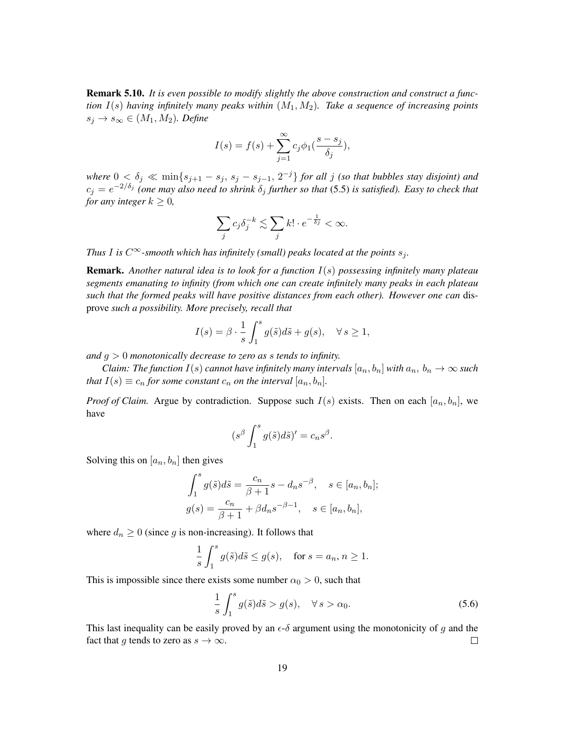**Remark 5.10.** *It is even possible to modify slightly the above construction and construct a function $I(s)$ having infinitely many peaks within $(M_1, M_2)$. Take a sequence of increasing points $s_j \to s_\infty \in (M_1, M_2)$. Define*

$$I(s) = f(s) + \sum_{j=1}^{\infty} c_j \phi_1(\frac{s - s_j}{\delta_j}),$$

*where $0 < \delta_j \ll \min\{s_{j+1} - s_j,\, s_j - s_{j-1},\, 2^{-j}\}$ for all $j$ (so that bubbles stay disjoint) and $c_j = e^{-2/\delta_j}$ (one may also need to shrink $\delta_j$ further so that (5.5) is satisfied). Easy to check that for any integer $k \geq 0$,*

$$\sum_j c_j \delta_j^{-k} \lesssim \sum_j k! \cdot e^{-\frac{1}{\delta_j}} < \infty.$$

*Thus $I$ is $C^\infty$-smooth which has infinitely (small) peaks located at the points $s_j$.*

**Remark.** *Another natural idea is to look for a function $I(s)$ possessing infinitely many plateau segments emanating to infinity (from which one can create infinitely many peaks in each plateau such that the formed peaks will have positive distances from each other). However one can* disprove *such a possibility. More precisely, recall that*

$$I(s) = \beta \cdot \frac{1}{s} \int_1^s g(\tilde{s}) d\tilde{s} + g(s), \quad \forall\, s \geq 1,$$

*and $g > 0$ monotonically decrease to zero as $s$ tends to infinity.*

*Claim: The function $I(s)$ cannot have infinitely many intervals $[a_n, b_n]$ with $a_n,\, b_n \to \infty$ such that $I(s) \equiv c_n$ for some constant $c_n$ on the interval $[a_n, b_n]$.*

*Proof of Claim.* Argue by contradiction. Suppose such $I(s)$ exists. Then on each $[a_n, b_n]$, we have

$$(s^\beta \int_1^s g(\tilde{s}) d\tilde{s})' = c_n s^\beta.$$

Solving this on $[a_n, b_n]$ then gives

$$\begin{aligned}
\int_1^s g(\tilde{s}) d\tilde{s} &= \frac{c_n}{\beta + 1} s - d_n s^{-\beta}, \quad s \in [a_n, b_n]; \\
g(s) &= \frac{c_n}{\beta + 1} + \beta d_n s^{-\beta - 1}, \quad s \in [a_n, b_n],
\end{aligned}$$

where $d_n \geq 0$ (since $g$ is non-increasing). It follows that

$$\frac{1}{s} \int_1^s g(\tilde{s}) d\tilde{s} \leq g(s), \quad \text{for } s = a_n,\, n \geq 1.$$

This is impossible since there exists some number $\alpha_0 > 0$, such that

$$\frac{1}{s} \int_1^s g(\tilde{s}) d\tilde{s} > g(s), \quad \forall\, s > \alpha_0. \tag{5.6}$$

This last inequality can be easily proved by an $\epsilon$-$\delta$ argument using the monotonicity of $g$ and the fact that $g$ tends to zero as $s \to \infty$. $\square$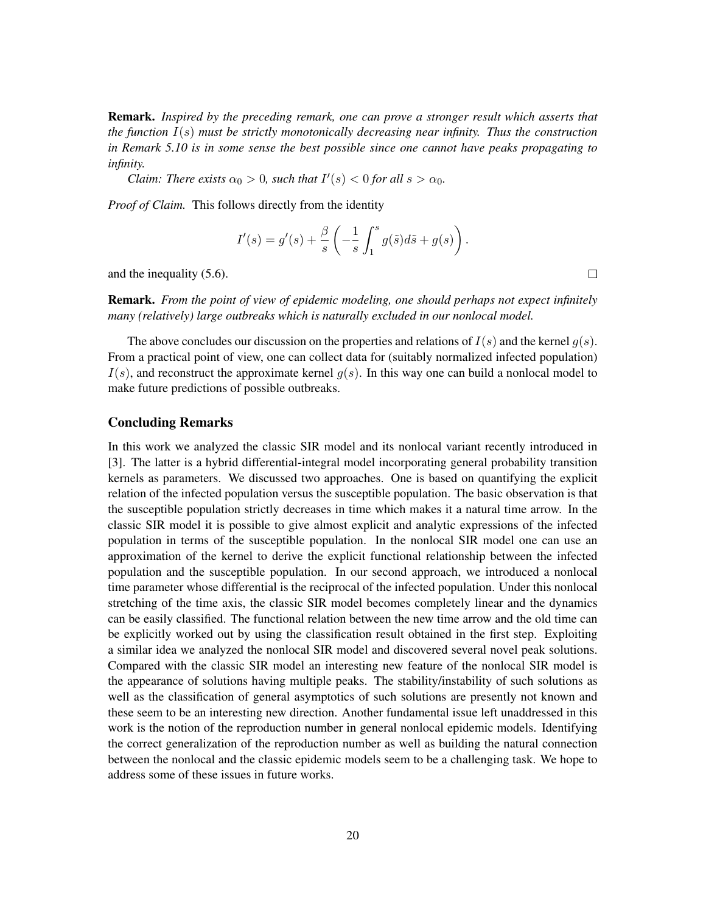**Remark.** *Inspired by the preceding remark, one can prove a stronger result which asserts that the function $I(s)$ must be strictly monotonically decreasing near infinity. Thus the construction in Remark 5.10 is in some sense the best possible since one cannot have peaks propagating to infinity.*

*Claim: There exists $\alpha_0 > 0$, such that $I'(s) < 0$ for all $s > \alpha_0$.*

*Proof of Claim.* This follows directly from the identity

$$I'(s) = g'(s) + \frac{\beta}{s}\left(-\frac{1}{s}\int_1^s g(\tilde{s})d\tilde{s} + g(s)\right).$$

and the inequality (5.6). □

**Remark.** *From the point of view of epidemic modeling, one should perhaps not expect infinitely many (relatively) large outbreaks which is naturally excluded in our nonlocal model.*

The above concludes our discussion on the properties and relations of $I(s)$ and the kernel $g(s)$. From a practical point of view, one can collect data for (suitably normalized infected population) $I(s)$, and reconstruct the approximate kernel $g(s)$. In this way one can build a nonlocal model to make future predictions of possible outbreaks.

## Concluding Remarks

In this work we analyzed the classic SIR model and its nonlocal variant recently introduced in [3]. The latter is a hybrid differential-integral model incorporating general probability transition kernels as parameters. We discussed two approaches. One is based on quantifying the explicit relation of the infected population versus the susceptible population. The basic observation is that the susceptible population strictly decreases in time which makes it a natural time arrow. In the classic SIR model it is possible to give almost explicit and analytic expressions of the infected population in terms of the susceptible population. In the nonlocal SIR model one can use an approximation of the kernel to derive the explicit functional relationship between the infected population and the susceptible population. In our second approach, we introduced a nonlocal time parameter whose differential is the reciprocal of the infected population. Under this nonlocal stretching of the time axis, the classic SIR model becomes completely linear and the dynamics can be easily classified. The functional relation between the new time arrow and the old time can be explicitly worked out by using the classification result obtained in the first step. Exploiting a similar idea we analyzed the nonlocal SIR model and discovered several novel peak solutions. Compared with the classic SIR model an interesting new feature of the nonlocal SIR model is the appearance of solutions having multiple peaks. The stability/instability of such solutions as well as the classification of general asymptotics of such solutions are presently not known and these seem to be an interesting new direction. Another fundamental issue left unaddressed in this work is the notion of the reproduction number in general nonlocal epidemic models. Identifying the correct generalization of the reproduction number as well as building the natural connection between the nonlocal and the classic epidemic models seem to be a challenging task. We hope to address some of these issues in future works.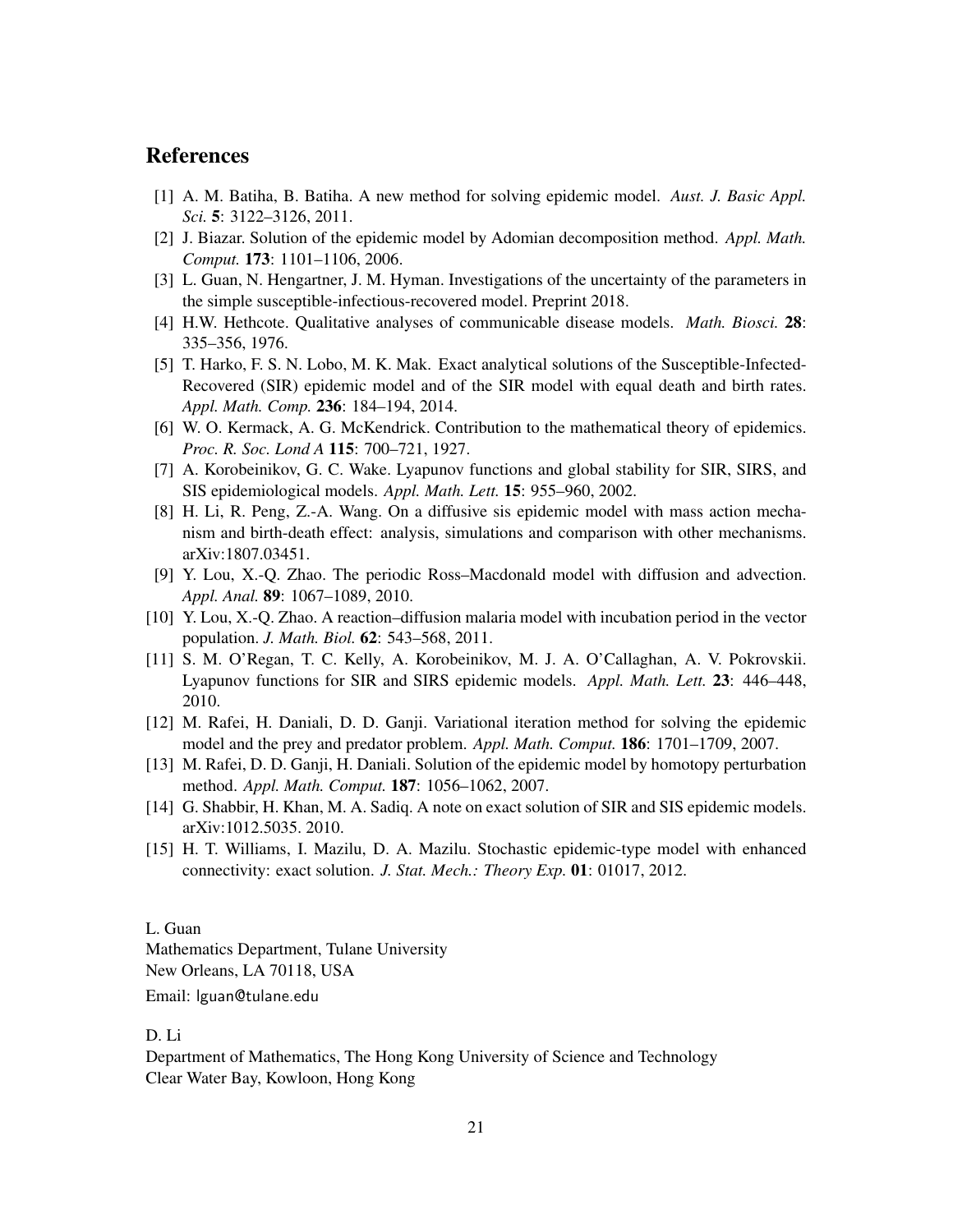## References

[1] A. M. Batiha, B. Batiha. A new method for solving epidemic model. *Aust. J. Basic Appl. Sci.* **5**: 3122–3126, 2011.

[2] J. Biazar. Solution of the epidemic model by Adomian decomposition method. *Appl. Math. Comput.* **173**: 1101–1106, 2006.

[3] L. Guan, N. Hengartner, J. M. Hyman. Investigations of the uncertainty of the parameters in the simple susceptible-infectious-recovered model. Preprint 2018.

[4] H.W. Hethcote. Qualitative analyses of communicable disease models. *Math. Biosci.* **28**: 335–356, 1976.

[5] T. Harko, F. S. N. Lobo, M. K. Mak. Exact analytical solutions of the Susceptible-Infected-Recovered (SIR) epidemic model and of the SIR model with equal death and birth rates. *Appl. Math. Comp.* **236**: 184–194, 2014.

[6] W. O. Kermack, A. G. McKendrick. Contribution to the mathematical theory of epidemics. *Proc. R. Soc. Lond A* **115**: 700–721, 1927.

[7] A. Korobeinikov, G. C. Wake. Lyapunov functions and global stability for SIR, SIRS, and SIS epidemiological models. *Appl. Math. Lett.* **15**: 955–960, 2002.

[8] H. Li, R. Peng, Z.-A. Wang. On a diffusive sis epidemic model with mass action mechanism and birth-death effect: analysis, simulations and comparison with other mechanisms. arXiv:1807.03451.

[9] Y. Lou, X.-Q. Zhao. The periodic Ross–Macdonald model with diffusion and advection. *Appl. Anal.* **89**: 1067–1089, 2010.

[10] Y. Lou, X.-Q. Zhao. A reaction–diffusion malaria model with incubation period in the vector population. *J. Math. Biol.* **62**: 543–568, 2011.

[11] S. M. O'Regan, T. C. Kelly, A. Korobeinikov, M. J. A. O'Callaghan, A. V. Pokrovskii. Lyapunov functions for SIR and SIRS epidemic models. *Appl. Math. Lett.* **23**: 446–448, 2010.

[12] M. Rafei, H. Daniali, D. D. Ganji. Variational iteration method for solving the epidemic model and the prey and predator problem. *Appl. Math. Comput.* **186**: 1701–1709, 2007.

[13] M. Rafei, D. D. Ganji, H. Daniali. Solution of the epidemic model by homotopy perturbation method. *Appl. Math. Comput.* **187**: 1056–1062, 2007.

[14] G. Shabbir, H. Khan, M. A. Sadiq. A note on exact solution of SIR and SIS epidemic models. arXiv:1012.5035. 2010.

[15] H. T. Williams, I. Mazilu, D. A. Mazilu. Stochastic epidemic-type model with enhanced connectivity: exact solution. *J. Stat. Mech.: Theory Exp.* **01**: 01017, 2012.

L. Guan
Mathematics Department, Tulane University
New Orleans, LA 70118, USA
Email: lguan@tulane.edu

D. Li
Department of Mathematics, The Hong Kong University of Science and Technology
Clear Water Bay, Kowloon, Hong Kong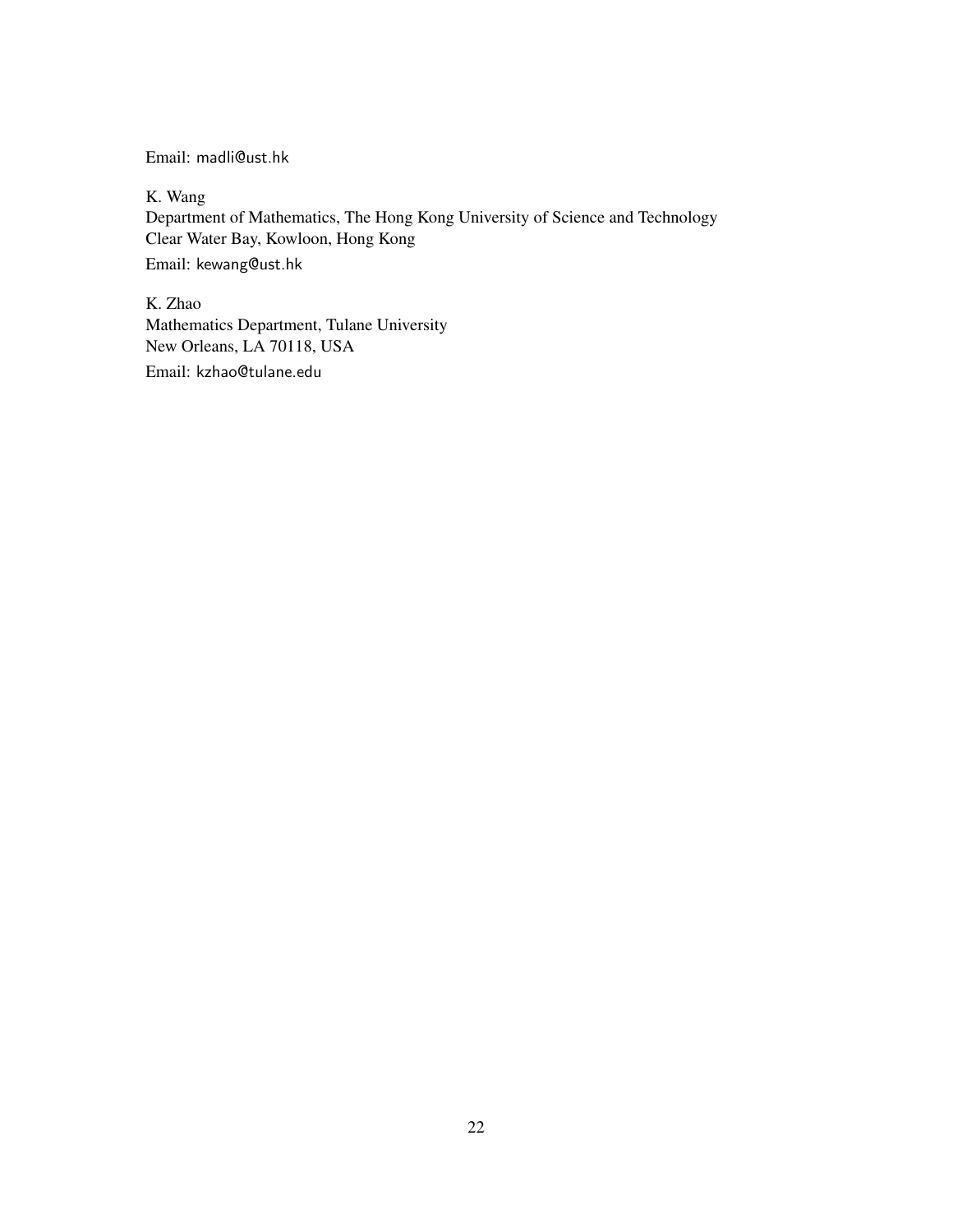Email: madli@ust.hk

K. Wang
Department of Mathematics, The Hong Kong University of Science and Technology
Clear Water Bay, Kowloon, Hong Kong
Email: kewang@ust.hk

K. Zhao
Mathematics Department, Tulane University
New Orleans, LA 70118, USA
Email: kzhao@tulane.edu